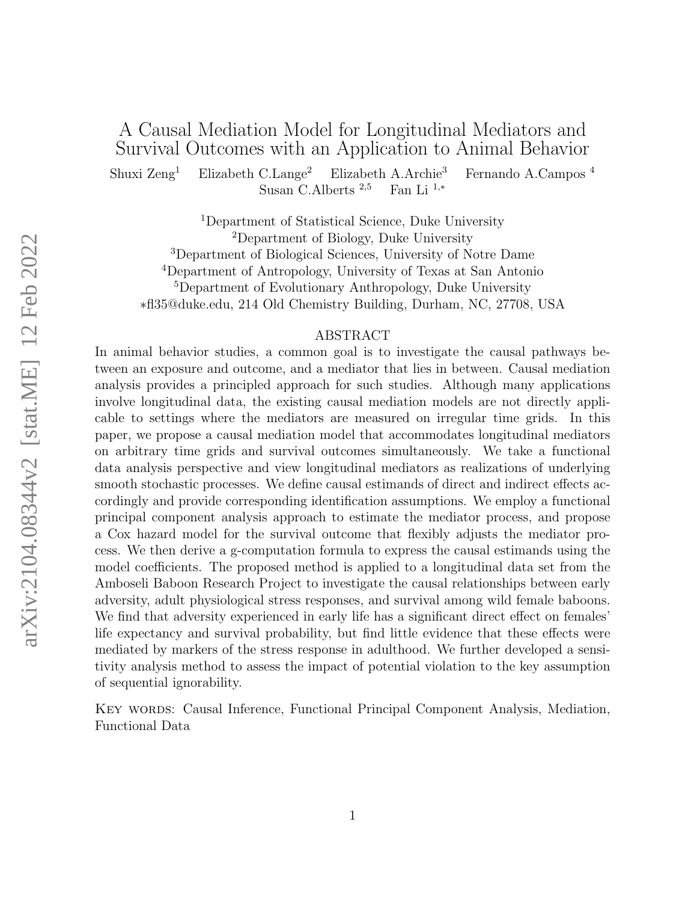# A Causal Mediation Model for Longitudinal Mediators and Survival Outcomes with an Application to Animal Behavior

Shuxi Zeng[1] Elizabeth C.Lange[2] Elizabeth A.Archie[3] Fernando A.Campos [4] Susan C.Alberts [2,5] Fan Li [1,*]

[1]Department of Statistical Science, Duke University
[2]Department of Biology, Duke University
[3]Department of Biological Sciences, University of Notre Dame
[4]Department of Antropology, University of Texas at San Antonio
[5]Department of Evolutionary Anthropology, Duke University
*fl35@duke.edu, 214 Old Chemistry Building, Durham, NC, 27708, USA

## ABSTRACT

In animal behavior studies, a common goal is to investigate the causal pathways between an exposure and outcome, and a mediator that lies in between. Causal mediation analysis provides a principled approach for such studies. Although many applications involve longitudinal data, the existing causal mediation models are not directly applicable to settings where the mediators are measured on irregular time grids. In this paper, we propose a causal mediation model that accommodates longitudinal mediators on arbitrary time grids and survival outcomes simultaneously. We take a functional data analysis perspective and view longitudinal mediators as realizations of underlying smooth stochastic processes. We define causal estimands of direct and indirect effects accordingly and provide corresponding identification assumptions. We employ a functional principal component analysis approach to estimate the mediator process, and propose a Cox hazard model for the survival outcome that flexibly adjusts the mediator process. We then derive a g-computation formula to express the causal estimands using the model coefficients. The proposed method is applied to a longitudinal data set from the Amboseli Baboon Research Project to investigate the causal relationships between early adversity, adult physiological stress responses, and survival among wild female baboons. We find that adversity experienced in early life has a significant direct effect on females' life expectancy and survival probability, but find little evidence that these effects were mediated by markers of the stress response in adulthood. We further developed a sensitivity analysis method to assess the impact of potential violation to the key assumption of sequential ignorability.

KEY WORDS: Causal Inference, Functional Principal Component Analysis, Mediation, Functional Data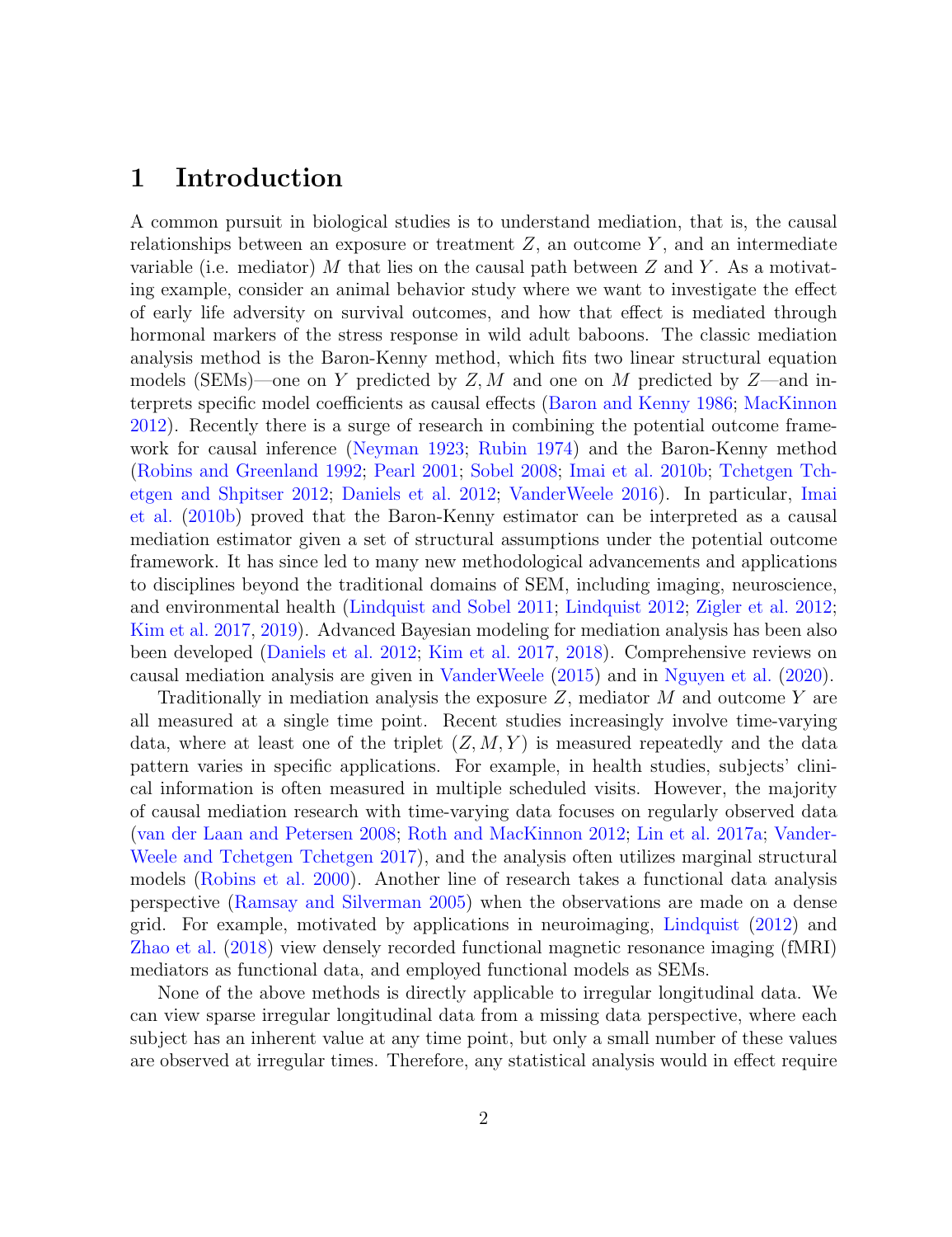# 1 Introduction

A common pursuit in biological studies is to understand mediation, that is, the causal relationships between an exposure or treatment $Z$, an outcome $Y$, and an intermediate variable (i.e. mediator) $M$ that lies on the causal path between $Z$ and $Y$. As a motivating example, consider an animal behavior study where we want to investigate the effect of early life adversity on survival outcomes, and how that effect is mediated through hormonal markers of the stress response in wild adult baboons. The classic mediation analysis method is the Baron-Kenny method, which fits two linear structural equation models (SEMs)—one on $Y$ predicted by $Z, M$ and one on $M$ predicted by $Z$—and interprets specific model coefficients as causal effects (Baron and Kenny 1986; MacKinnon 2012). Recently there is a surge of research in combining the potential outcome framework for causal inference (Neyman 1923; Rubin 1974) and the Baron-Kenny method (Robins and Greenland 1992; Pearl 2001; Sobel 2008; Imai et al. 2010b; Tchetgen Tchetgen and Shpitser 2012; Daniels et al. 2012; VanderWeele 2016). In particular, Imai et al. (2010b) proved that the Baron-Kenny estimator can be interpreted as a causal mediation estimator given a set of structural assumptions under the potential outcome framework. It has since led to many new methodological advancements and applications to disciplines beyond the traditional domains of SEM, including imaging, neuroscience, and environmental health (Lindquist and Sobel 2011; Lindquist 2012; Zigler et al. 2012; Kim et al. 2017, 2019). Advanced Bayesian modeling for mediation analysis has been also been developed (Daniels et al. 2012; Kim et al. 2017, 2018). Comprehensive reviews on causal mediation analysis are given in VanderWeele (2015) and in Nguyen et al. (2020).

Traditionally in mediation analysis the exposure $Z$, mediator $M$ and outcome $Y$ are all measured at a single time point. Recent studies increasingly involve time-varying data, where at least one of the triplet $(Z, M, Y)$ is measured repeatedly and the data pattern varies in specific applications. For example, in health studies, subjects' clinical information is often measured in multiple scheduled visits. However, the majority of causal mediation research with time-varying data focuses on regularly observed data (van der Laan and Petersen 2008; Roth and MacKinnon 2012; Lin et al. 2017a; VanderWeele and Tchetgen Tchetgen 2017), and the analysis often utilizes marginal structural models (Robins et al. 2000). Another line of research takes a functional data analysis perspective (Ramsay and Silverman 2005) when the observations are made on a dense grid. For example, motivated by applications in neuroimaging, Lindquist (2012) and Zhao et al. (2018) view densely recorded functional magnetic resonance imaging (fMRI) mediators as functional data, and employed functional models as SEMs.

None of the above methods is directly applicable to irregular longitudinal data. We can view sparse irregular longitudinal data from a missing data perspective, where each subject has an inherent value at any time point, but only a small number of these values are observed at irregular times. Therefore, any statistical analysis would in effect require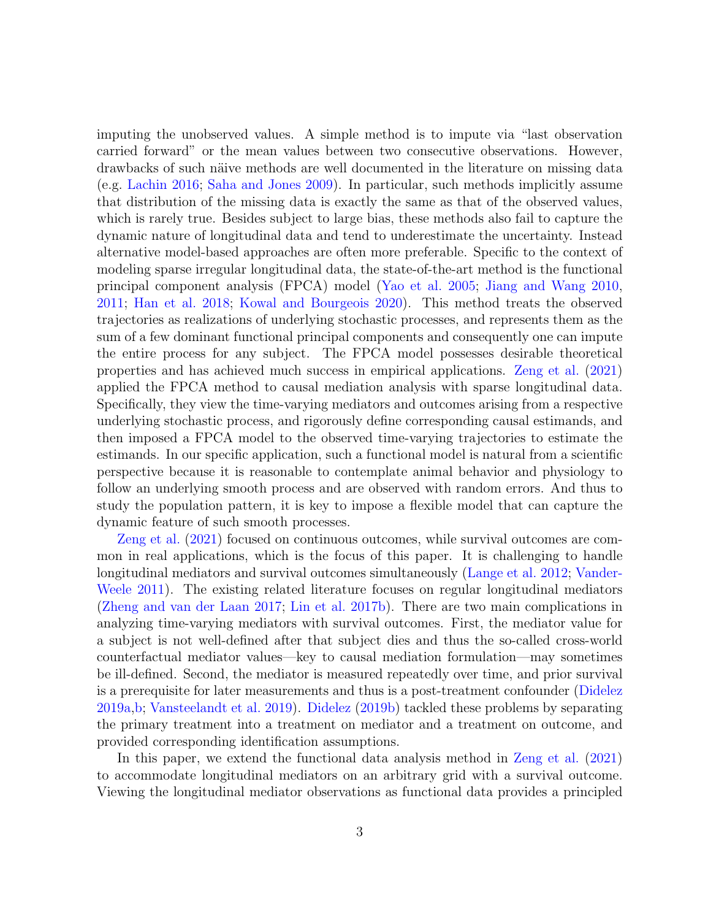imputing the unobserved values. A simple method is to impute via "last observation carried forward" or the mean values between two consecutive observations. However, drawbacks of such näive methods are well documented in the literature on missing data (e.g. Lachin 2016; Saha and Jones 2009). In particular, such methods implicitly assume that distribution of the missing data is exactly the same as that of the observed values, which is rarely true. Besides subject to large bias, these methods also fail to capture the dynamic nature of longitudinal data and tend to underestimate the uncertainty. Instead alternative model-based approaches are often more preferable. Specific to the context of modeling sparse irregular longitudinal data, the state-of-the-art method is the functional principal component analysis (FPCA) model (Yao et al. 2005; Jiang and Wang 2010, 2011; Han et al. 2018; Kowal and Bourgeois 2020). This method treats the observed trajectories as realizations of underlying stochastic processes, and represents them as the sum of a few dominant functional principal components and consequently one can impute the entire process for any subject. The FPCA model possesses desirable theoretical properties and has achieved much success in empirical applications. Zeng et al. (2021) applied the FPCA method to causal mediation analysis with sparse longitudinal data. Specifically, they view the time-varying mediators and outcomes arising from a respective underlying stochastic process, and rigorously define corresponding causal estimands, and then imposed a FPCA model to the observed time-varying trajectories to estimate the estimands. In our specific application, such a functional model is natural from a scientific perspective because it is reasonable to contemplate animal behavior and physiology to follow an underlying smooth process and are observed with random errors. And thus to study the population pattern, it is key to impose a flexible model that can capture the dynamic feature of such smooth processes.

Zeng et al. (2021) focused on continuous outcomes, while survival outcomes are common in real applications, which is the focus of this paper. It is challenging to handle longitudinal mediators and survival outcomes simultaneously (Lange et al. 2012; VanderWeele 2011). The existing related literature focuses on regular longitudinal mediators (Zheng and van der Laan 2017; Lin et al. 2017b). There are two main complications in analyzing time-varying mediators with survival outcomes. First, the mediator value for a subject is not well-defined after that subject dies and thus the so-called cross-world counterfactual mediator values—key to causal mediation formulation—may sometimes be ill-defined. Second, the mediator is measured repeatedly over time, and prior survival is a prerequisite for later measurements and thus is a post-treatment confounder (Didelez 2019a,b; Vansteelandt et al. 2019). Didelez (2019b) tackled these problems by separating the primary treatment into a treatment on mediator and a treatment on outcome, and provided corresponding identification assumptions.

In this paper, we extend the functional data analysis method in Zeng et al. (2021) to accommodate longitudinal mediators on an arbitrary grid with a survival outcome. Viewing the longitudinal mediator observations as functional data provides a principled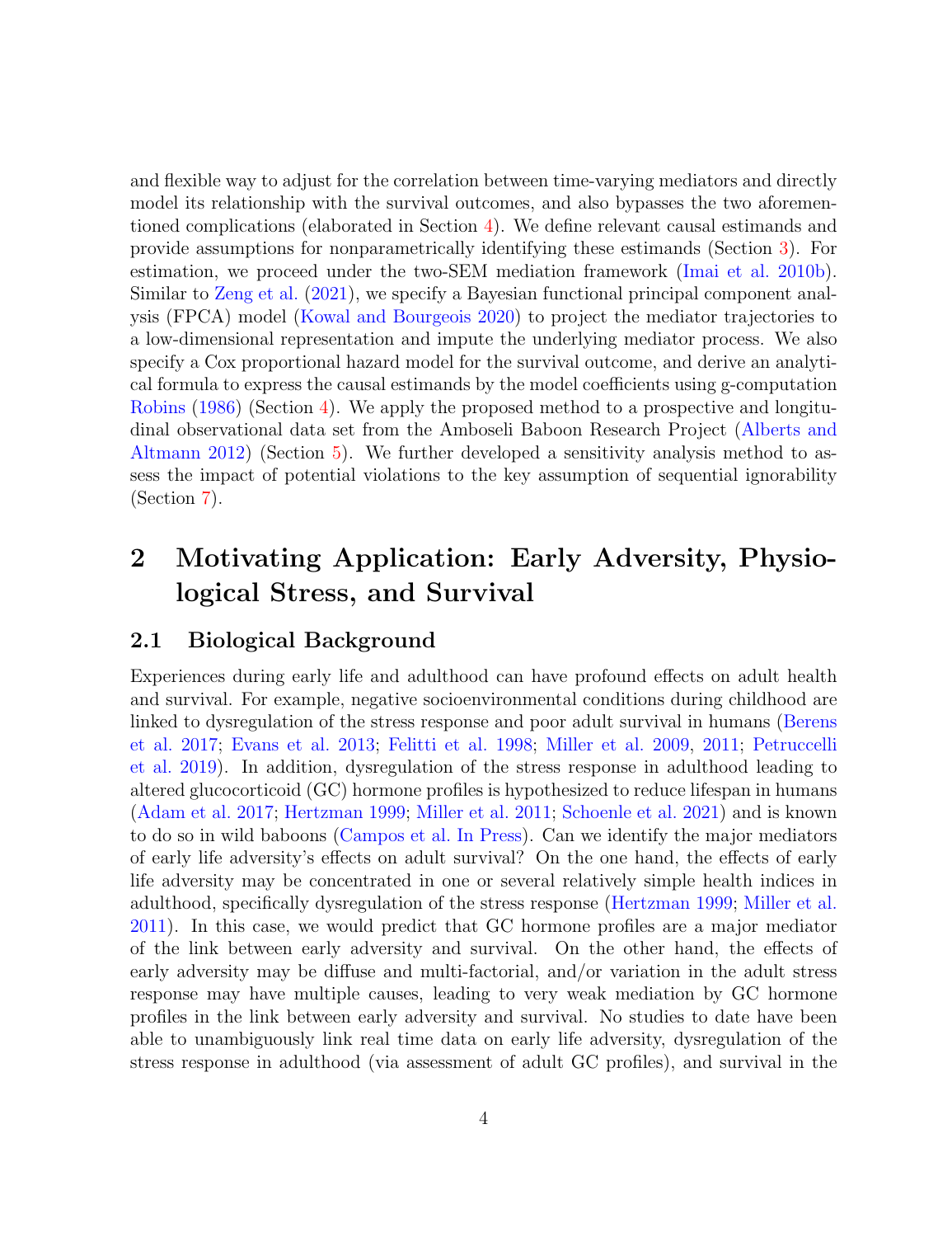and flexible way to adjust for the correlation between time-varying mediators and directly model its relationship with the survival outcomes, and also bypasses the two aforementioned complications (elaborated in Section 4). We define relevant causal estimands and provide assumptions for nonparametrically identifying these estimands (Section 3). For estimation, we proceed under the two-SEM mediation framework (Imai et al. 2010b). Similar to Zeng et al. (2021), we specify a Bayesian functional principal component analysis (FPCA) model (Kowal and Bourgeois 2020) to project the mediator trajectories to a low-dimensional representation and impute the underlying mediator process. We also specify a Cox proportional hazard model for the survival outcome, and derive an analytical formula to express the causal estimands by the model coefficients using g-computation Robins (1986) (Section 4). We apply the proposed method to a prospective and longitudinal observational data set from the Amboseli Baboon Research Project (Alberts and Altmann 2012) (Section 5). We further developed a sensitivity analysis method to assess the impact of potential violations to the key assumption of sequential ignorability (Section 7).

# 2 Motivating Application: Early Adversity, Physiological Stress, and Survival

## 2.1 Biological Background

Experiences during early life and adulthood can have profound effects on adult health and survival. For example, negative socioenvironmental conditions during childhood are linked to dysregulation of the stress response and poor adult survival in humans (Berens et al. 2017; Evans et al. 2013; Felitti et al. 1998; Miller et al. 2009, 2011; Petruccelli et al. 2019). In addition, dysregulation of the stress response in adulthood leading to altered glucocorticoid (GC) hormone profiles is hypothesized to reduce lifespan in humans (Adam et al. 2017; Hertzman 1999; Miller et al. 2011; Schoenle et al. 2021) and is known to do so in wild baboons (Campos et al. In Press). Can we identify the major mediators of early life adversity's effects on adult survival? On the one hand, the effects of early life adversity may be concentrated in one or several relatively simple health indices in adulthood, specifically dysregulation of the stress response (Hertzman 1999; Miller et al. 2011). In this case, we would predict that GC hormone profiles are a major mediator of the link between early adversity and survival. On the other hand, the effects of early adversity may be diffuse and multi-factorial, and/or variation in the adult stress response may have multiple causes, leading to very weak mediation by GC hormone profiles in the link between early adversity and survival. No studies to date have been able to unambiguously link real time data on early life adversity, dysregulation of the stress response in adulthood (via assessment of adult GC profiles), and survival in the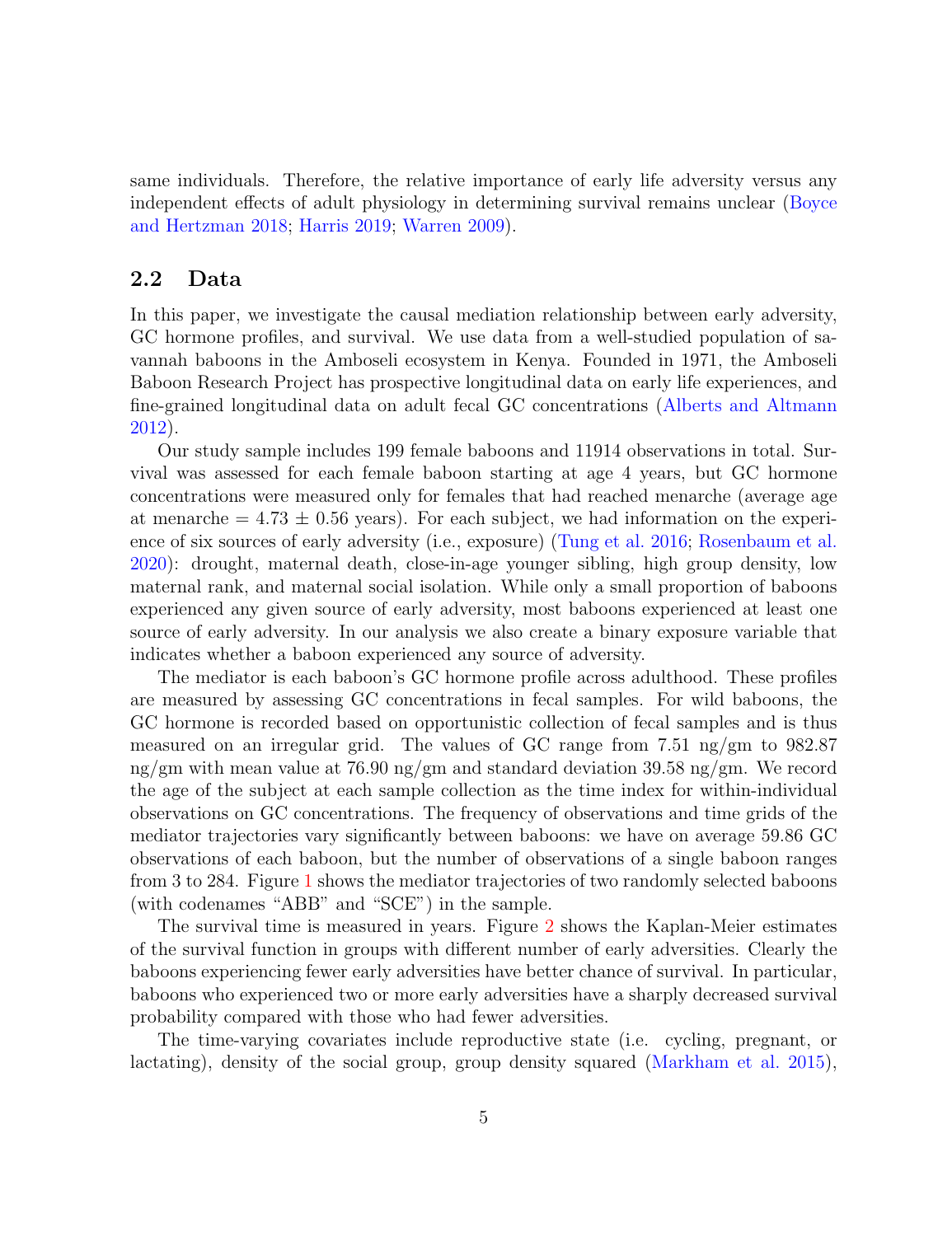same individuals. Therefore, the relative importance of early life adversity versus any independent effects of adult physiology in determining survival remains unclear (Boyce and Hertzman 2018; Harris 2019; Warren 2009).

## 2.2 Data

In this paper, we investigate the causal mediation relationship between early adversity, GC hormone profiles, and survival. We use data from a well-studied population of savannah baboons in the Amboseli ecosystem in Kenya. Founded in 1971, the Amboseli Baboon Research Project has prospective longitudinal data on early life experiences, and fine-grained longitudinal data on adult fecal GC concentrations (Alberts and Altmann 2012).

Our study sample includes 199 female baboons and 11914 observations in total. Survival was assessed for each female baboon starting at age 4 years, but GC hormone concentrations were measured only for females that had reached menarche (average age at menarche = $4.73 \pm 0.56$ years). For each subject, we had information on the experience of six sources of early adversity (i.e., exposure) (Tung et al. 2016; Rosenbaum et al. 2020): drought, maternal death, close-in-age younger sibling, high group density, low maternal rank, and maternal social isolation. While only a small proportion of baboons experienced any given source of early adversity, most baboons experienced at least one source of early adversity. In our analysis we also create a binary exposure variable that indicates whether a baboon experienced any source of adversity.

The mediator is each baboon's GC hormone profile across adulthood. These profiles are measured by assessing GC concentrations in fecal samples. For wild baboons, the GC hormone is recorded based on opportunistic collection of fecal samples and is thus measured on an irregular grid. The values of GC range from 7.51 ng/gm to 982.87 ng/gm with mean value at 76.90 ng/gm and standard deviation 39.58 ng/gm. We record the age of the subject at each sample collection as the time index for within-individual observations on GC concentrations. The frequency of observations and time grids of the mediator trajectories vary significantly between baboons: we have on average 59.86 GC observations of each baboon, but the number of observations of a single baboon ranges from 3 to 284. Figure 1 shows the mediator trajectories of two randomly selected baboons (with codenames "ABB" and "SCE") in the sample.

The survival time is measured in years. Figure 2 shows the Kaplan-Meier estimates of the survival function in groups with different number of early adversities. Clearly the baboons experiencing fewer early adversities have better chance of survival. In particular, baboons who experienced two or more early adversities have a sharply decreased survival probability compared with those who had fewer adversities.

The time-varying covariates include reproductive state (i.e. cycling, pregnant, or lactating), density of the social group, group density squared (Markham et al. 2015),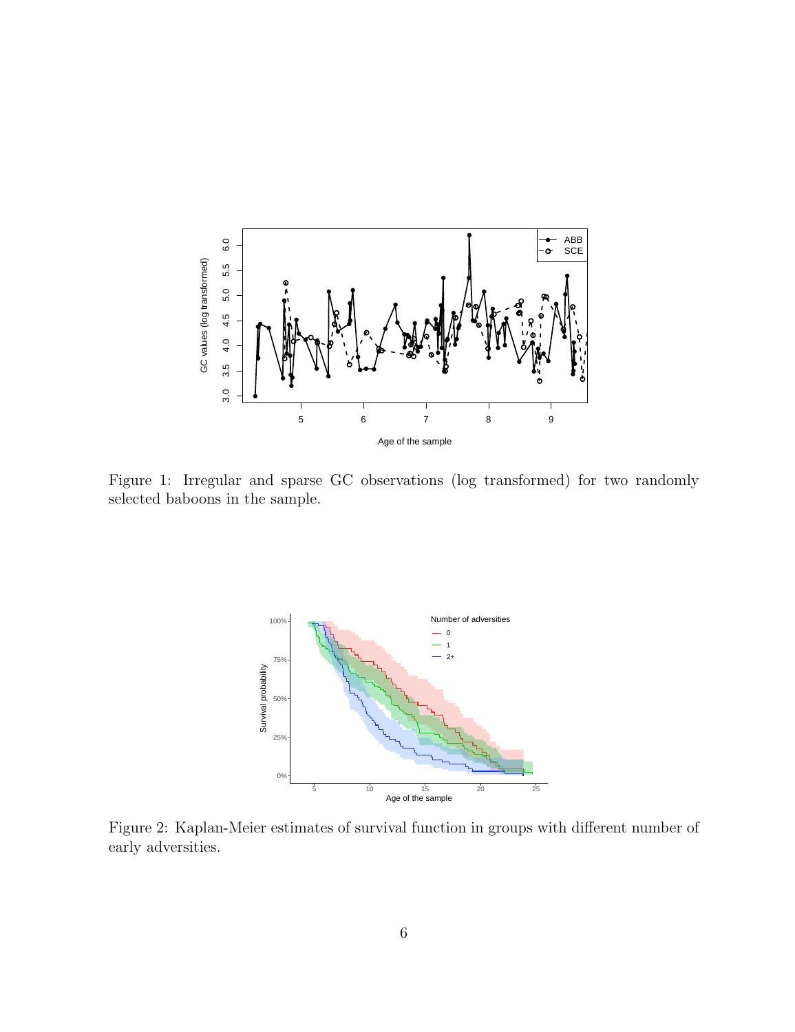Figure 1: Irregular and sparse GC observations (log transformed) for two randomly selected baboons in the sample.

Figure 2: Kaplan-Meier estimates of survival function in groups with different number of early adversities.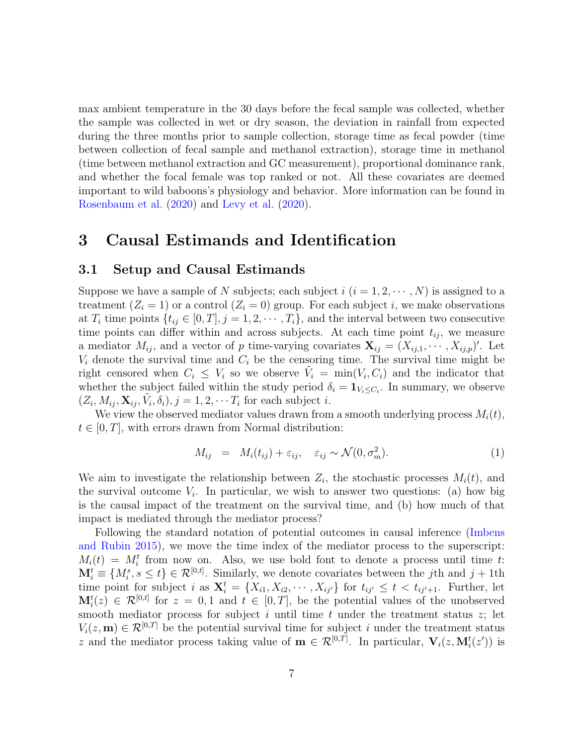max ambient temperature in the 30 days before the fecal sample was collected, whether the sample was collected in wet or dry season, the deviation in rainfall from expected during the three months prior to sample collection, storage time as fecal powder (time between collection of fecal sample and methanol extraction), storage time in methanol (time between methanol extraction and GC measurement), proportional dominance rank, and whether the focal female was top ranked or not. All these covariates are deemed important to wild baboons's physiology and behavior. More information can be found in Rosenbaum et al. (2020) and Levy et al. (2020).

# 3 Causal Estimands and Identification

## 3.1 Setup and Causal Estimands

Suppose we have a sample of $N$ subjects; each subject $i$ ($i = 1, 2, \cdots, N$) is assigned to a treatment ($Z_i = 1$) or a control ($Z_i = 0$) group. For each subject $i$, we make observations at $T_i$ time points $\{t_{ij} \in [0, T], j = 1, 2, \cdots, T_i\}$, and the interval between two consecutive time points can differ within and across subjects. At each time point $t_{ij}$, we measure a mediator $M_{ij}$, and a vector of $p$ time-varying covariates $\mathbf{X}_{ij} = (X_{ij,1}, \cdots, X_{ij,p})'$. Let $V_i$ denote the survival time and $C_i$ be the censoring time. The survival time might be right censored when $C_i \le V_i$ so we observe $\tilde{V}_i = \min(V_i, C_i)$ and the indicator that whether the subject failed within the study period $\delta_i = \mathbf{1}_{V_i \le C_i}$. In summary, we observe $(Z_i, M_{ij}, \mathbf{X}_{ij}, \tilde{V}_i, \delta_i), j = 1, 2, \cdots T_i$ for each subject $i$.

We view the observed mediator values drawn from a smooth underlying process $M_i(t)$, $t \in [0, T]$, with errors drawn from Normal distribution:

$$M_{ij} \;=\; M_i(t_{ij}) + \varepsilon_{ij}, \quad \varepsilon_{ij} \sim \mathcal{N}(0, \sigma_m^2). \tag{1}$$

We aim to investigate the relationship between $Z_i$, the stochastic processes $M_i(t)$, and the survival outcome $V_i$. In particular, we wish to answer two questions: (a) how big is the causal impact of the treatment on the survival time, and (b) how much of that impact is mediated through the mediator process?

Following the standard notation of potential outcomes in causal inference (Imbens and Rubin 2015), we move the time index of the mediator process to the superscript: $M_i(t) = M_i^t$ from now on. Also, we use bold font to denote a process until time $t$: $\mathbf{M}_i^t \equiv \{M_i^s, s \le t\} \in \mathcal{R}^{[0,t]}$. Similarly, we denote covariates between the $j$th and $j+1$th time point for subject $i$ as $\mathbf{X}_i^t = \{X_{i1}, X_{i2}, \cdots, X_{ij'}\}$ for $t_{ij'} \le t < t_{ij'+1}$. Further, let $\mathbf{M}_i^t(z) \in \mathcal{R}^{[0,t]}$ for $z = 0, 1$ and $t \in [0, T]$, be the potential values of the unobserved smooth mediator process for subject $i$ until time $t$ under the treatment status $z$; let $V_i(z, \mathbf{m}) \in \mathcal{R}^{[0,T]}$ be the potential survival time for subject $i$ under the treatment status $z$ and the mediator process taking value of $\mathbf{m} \in \mathcal{R}^{[0,T]}$. In particular, $\mathbf{V}_i(z, \mathbf{M}_i^t(z'))$ is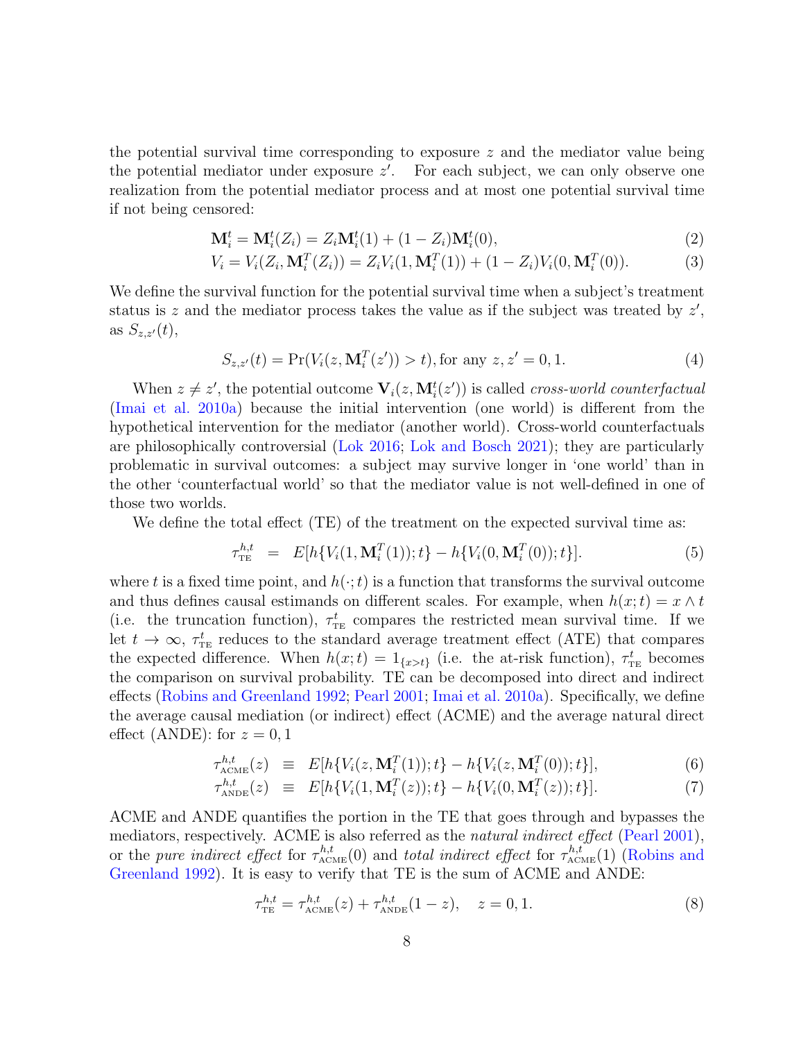the potential survival time corresponding to exposure $z$ and the mediator value being the potential mediator under exposure $z'$. For each subject, we can only observe one realization from the potential mediator process and at most one potential survival time if not being censored:

$$\mathbf{M}_i^t = \mathbf{M}_i^t(Z_i) = Z_i \mathbf{M}_i^t(1) + (1 - Z_i)\mathbf{M}_i^t(0), \tag{2}$$

$$V_i = V_i(Z_i, \mathbf{M}_i^T(Z_i)) = Z_i V_i(1, \mathbf{M}_i^T(1)) + (1 - Z_i) V_i(0, \mathbf{M}_i^T(0)). \tag{3}$$

We define the survival function for the potential survival time when a subject's treatment status is $z$ and the mediator process takes the value as if the subject was treated by $z'$, as $S_{z,z'}(t)$,

$$S_{z,z'}(t) = \Pr(V_i(z, \mathbf{M}_i^T(z')) > t), \text{for any } z, z' = 0, 1. \tag{4}$$

When $z \neq z'$, the potential outcome $\mathbf{V}_i(z, \mathbf{M}_i^t(z'))$ is called *cross-world counterfactual* (Imai et al. 2010a) because the initial intervention (one world) is different from the hypothetical intervention for the mediator (another world). Cross-world counterfactuals are philosophically controversial (Lok 2016; Lok and Bosch 2021); they are particularly problematic in survival outcomes: a subject may survive longer in 'one world' than in the other 'counterfactual world' so that the mediator value is not well-defined in one of those two worlds.

We define the total effect (TE) of the treatment on the expected survival time as:

$$\tau_{\text{TE}}^{h,t} \;\; = \;\; E[h\{V_i(1, \mathbf{M}_i^T(1)); t\} - h\{V_i(0, \mathbf{M}_i^T(0)); t\}]. \tag{5}$$

where $t$ is a fixed time point, and $h(\cdot; t)$ is a function that transforms the survival outcome and thus defines causal estimands on different scales. For example, when $h(x; t) = x \wedge t$ (i.e. the truncation function), $\tau_{\text{TE}}^t$ compares the restricted mean survival time. If we let $t \to \infty$, $\tau_{\text{TE}}^t$ reduces to the standard average treatment effect (ATE) that compares the expected difference. When $h(x; t) = 1_{\{x>t\}}$ (i.e. the at-risk function), $\tau_{\text{TE}}^t$ becomes the comparison on survival probability. TE can be decomposed into direct and indirect effects (Robins and Greenland 1992; Pearl 2001; Imai et al. 2010a). Specifically, we define the average causal mediation (or indirect) effect (ACME) and the average natural direct effect (ANDE): for $z = 0, 1$

$$\tau_{\text{ACME}}^{h,t}(z) \;\; \equiv \;\; E[h\{V_i(z, \mathbf{M}_i^T(1)); t\} - h\{V_i(z, \mathbf{M}_i^T(0)); t\}], \tag{6}$$

$$\tau_{\text{ANDE}}^{h,t}(z) \;\; \equiv \;\; E[h\{V_i(1, \mathbf{M}_i^T(z)); t\} - h\{V_i(0, \mathbf{M}_i^T(z)); t\}]. \tag{7}$$

ACME and ANDE quantifies the portion in the TE that goes through and bypasses the mediators, respectively. ACME is also referred as the *natural indirect effect* (Pearl 2001), or the *pure indirect effect* for $\tau_{\text{ACME}}^{h,t}(0)$ and *total indirect effect* for $\tau_{\text{ACME}}^{h,t}(1)$ (Robins and Greenland 1992). It is easy to verify that TE is the sum of ACME and ANDE:

$$\tau_{\text{TE}}^{h,t} = \tau_{\text{ACME}}^{h,t}(z) + \tau_{\text{ANDE}}^{h,t}(1 - z), \quad z = 0, 1. \tag{8}$$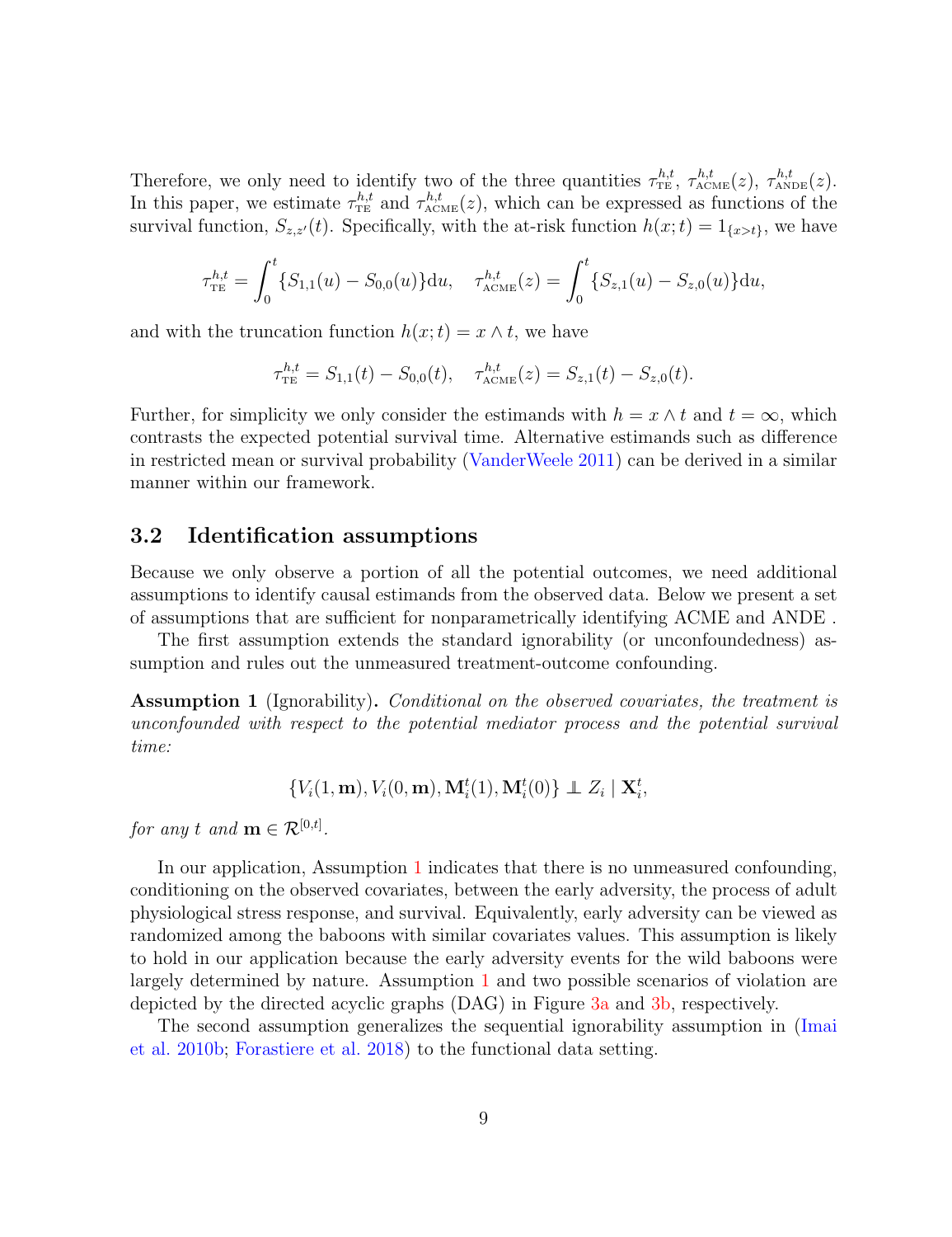Therefore, we only need to identify two of the three quantities $\tau_{\text{TE}}^{h,t}$, $\tau_{\text{ACME}}^{h,t}(z)$, $\tau_{\text{ANDE}}^{h,t}(z)$. In this paper, we estimate $\tau_{\text{TE}}^{h,t}$ and $\tau_{\text{ACME}}^{h,t}(z)$, which can be expressed as functions of the survival function, $S_{z,z'}(t)$. Specifically, with the at-risk function $h(x;t) = 1_{\{x>t\}}$, we have

$$\tau_{\text{TE}}^{h,t} = \int_0^t \{S_{1,1}(u) - S_{0,0}(u)\}\mathrm{d}u, \quad \tau_{\text{ACME}}^{h,t}(z) = \int_0^t \{S_{z,1}(u) - S_{z,0}(u)\}\mathrm{d}u,$$

and with the truncation function $h(x;t) = x \wedge t$, we have

$$\tau_{\text{TE}}^{h,t} = S_{1,1}(t) - S_{0,0}(t), \quad \tau_{\text{ACME}}^{h,t}(z) = S_{z,1}(t) - S_{z,0}(t).$$

Further, for simplicity we only consider the estimands with $h = x \wedge t$ and $t = \infty$, which contrasts the expected potential survival time. Alternative estimands such as difference in restricted mean or survival probability (VanderWeele 2011) can be derived in a similar manner within our framework.

## 3.2 Identification assumptions

Because we only observe a portion of all the potential outcomes, we need additional assumptions to identify causal estimands from the observed data. Below we present a set of assumptions that are sufficient for nonparametrically identifying ACME and ANDE .

The first assumption extends the standard ignorability (or unconfoundedness) assumption and rules out the unmeasured treatment-outcome confounding.

**Assumption 1** (Ignorability)**.** *Conditional on the observed covariates, the treatment is unconfounded with respect to the potential mediator process and the potential survival time:*

$$\{V_i(1, \mathbf{m}), V_i(0, \mathbf{m}), \mathbf{M}_i^t(1), \mathbf{M}_i^t(0)\} \perp\!\!\!\perp Z_i \mid \mathbf{X}_i^t,$$

*for any $t$ and $\mathbf{m} \in \mathcal{R}^{[0,t]}$.*

In our application, Assumption 1 indicates that there is no unmeasured confounding, conditioning on the observed covariates, between the early adversity, the process of adult physiological stress response, and survival. Equivalently, early adversity can be viewed as randomized among the baboons with similar covariates values. This assumption is likely to hold in our application because the early adversity events for the wild baboons were largely determined by nature. Assumption 1 and two possible scenarios of violation are depicted by the directed acyclic graphs (DAG) in Figure 3a and 3b, respectively.

The second assumption generalizes the sequential ignorability assumption in (Imai et al. 2010b; Forastiere et al. 2018) to the functional data setting.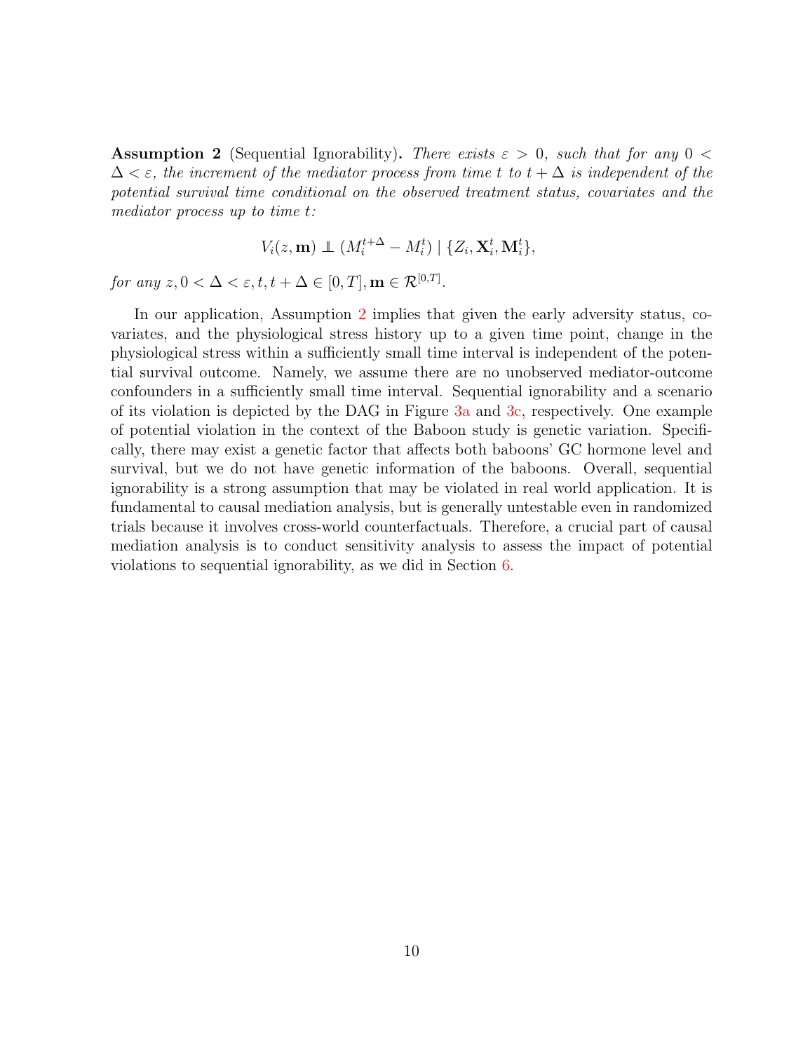**Assumption 2** (Sequential Ignorability)**.** *There exists $\varepsilon > 0$, such that for any $0 < \Delta < \varepsilon$, the increment of the mediator process from time $t$ to $t + \Delta$ is independent of the potential survival time conditional on the observed treatment status, covariates and the mediator process up to time $t$:*

$$V_i(z, \mathbf{m}) \perp\!\!\!\perp (M_i^{t+\Delta} - M_i^t) \mid \{Z_i, \mathbf{X}_i^t, \mathbf{M}_i^t\},$$

*for any $z, 0 < \Delta < \varepsilon, t, t + \Delta \in [0, T], \mathbf{m} \in \mathcal{R}^{[0,T]}$.*

In our application, Assumption 2 implies that given the early adversity status, covariates, and the physiological stress history up to a given time point, change in the physiological stress within a sufficiently small time interval is independent of the potential survival outcome. Namely, we assume there are no unobserved mediator-outcome confounders in a sufficiently small time interval. Sequential ignorability and a scenario of its violation is depicted by the DAG in Figure 3a and 3c, respectively. One example of potential violation in the context of the Baboon study is genetic variation. Specifically, there may exist a genetic factor that affects both baboons' GC hormone level and survival, but we do not have genetic information of the baboons. Overall, sequential ignorability is a strong assumption that may be violated in real world application. It is fundamental to causal mediation analysis, but is generally untestable even in randomized trials because it involves cross-world counterfactuals. Therefore, a crucial part of causal mediation analysis is to conduct sensitivity analysis to assess the impact of potential violations to sequential ignorability, as we did in Section 6.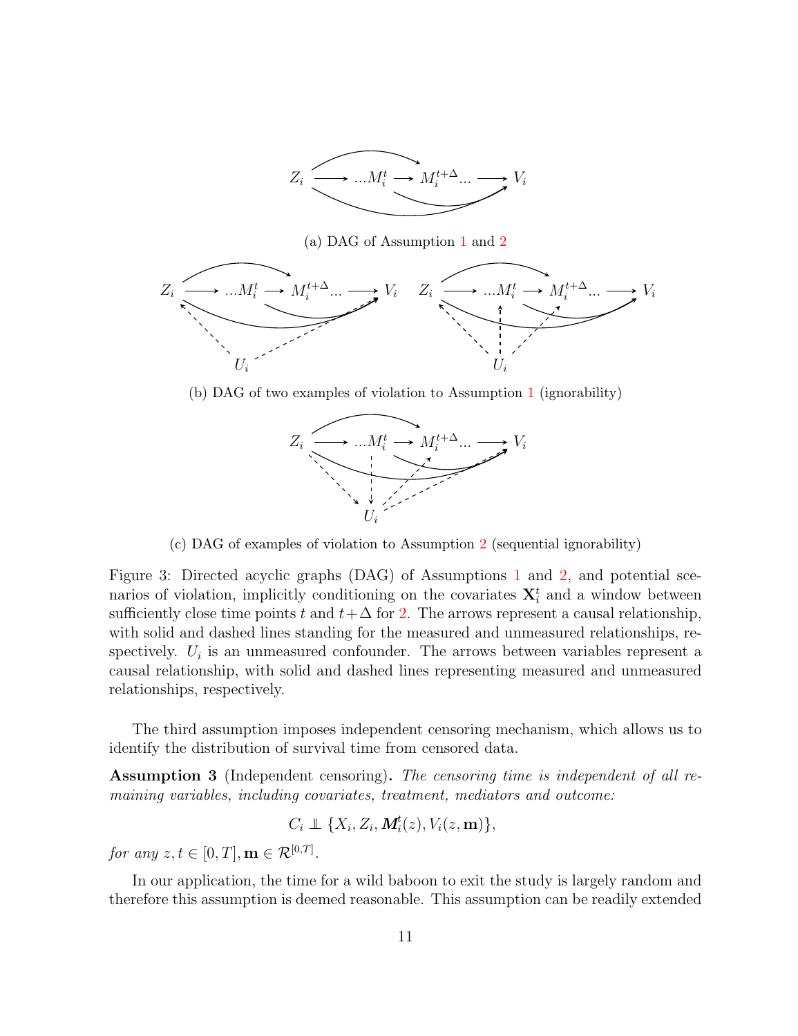(a) DAG of Assumption 1 and 2

(b) DAG of two examples of violation to Assumption 1 (ignorability)

(c) DAG of examples of violation to Assumption 2 (sequential ignorability)

Figure 3: Directed acyclic graphs (DAG) of Assumptions 1 and 2, and potential scenarios of violation, implicitly conditioning on the covariates $\mathbf{X}_i^t$ and a window between sufficiently close time points $t$ and $t+\Delta$ for 2. The arrows represent a causal relationship, with solid and dashed lines standing for the measured and unmeasured relationships, respectively. $U_i$ is an unmeasured confounder. The arrows between variables represent a causal relationship, with solid and dashed lines representing measured and unmeasured relationships, respectively.

The third assumption imposes independent censoring mechanism, which allows us to identify the distribution of survival time from censored data.

**Assumption 3** (Independent censoring)**.** *The censoring time is independent of all remaining variables, including covariates, treatment, mediators and outcome:*

$$C_i \perp\!\!\!\perp \{X_i, Z_i, \boldsymbol{M}_i^t(z), V_i(z, \mathbf{m})\},$$

*for any* $z, t \in [0, T], \mathbf{m} \in \mathcal{R}^{[0,T]}$.

In our application, the time for a wild baboon to exit the study is largely random and therefore this assumption is deemed reasonable. This assumption can be readily extended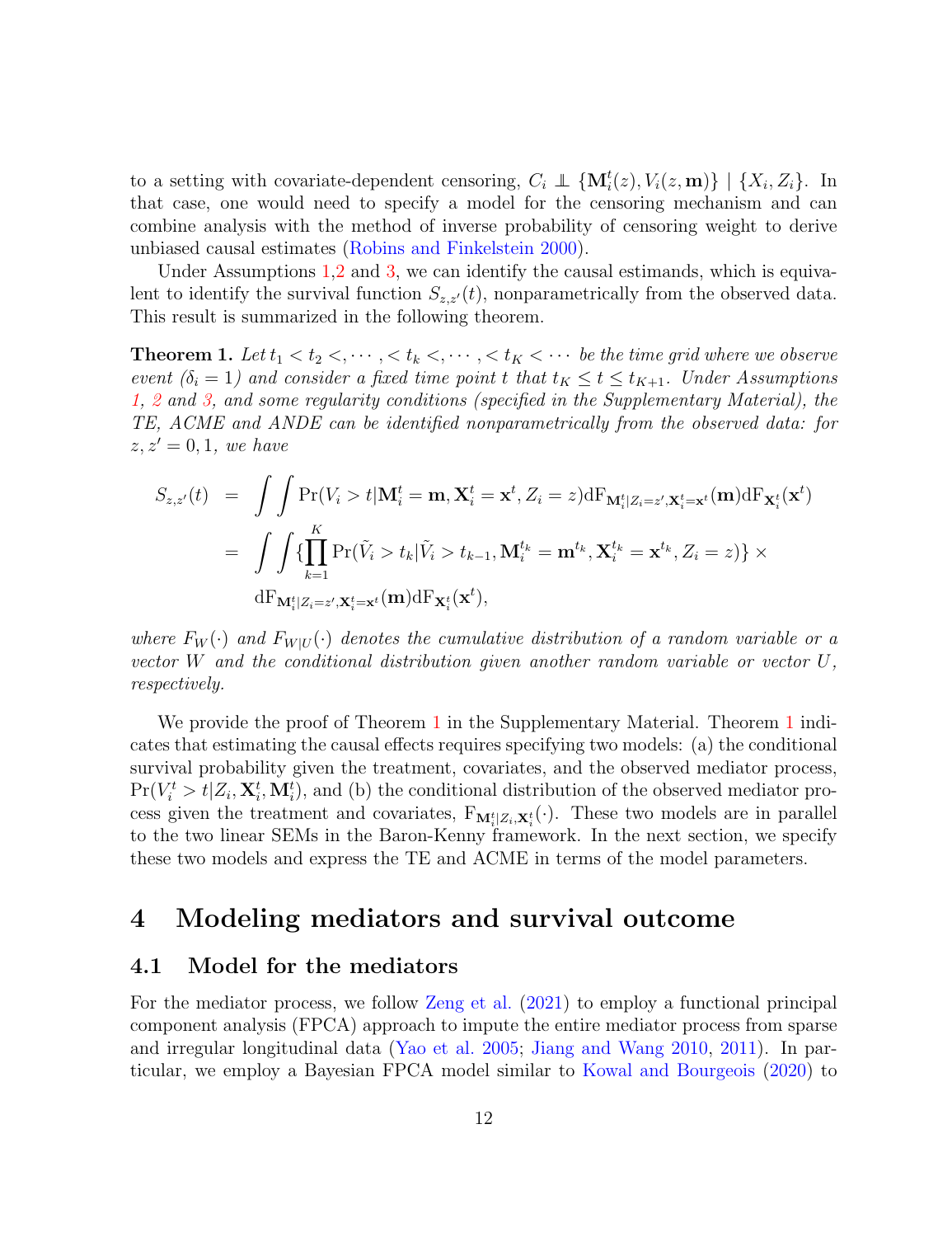to a setting with covariate-dependent censoring, $C_i \perp\!\!\!\perp \{\mathbf{M}_i^t(z), V_i(z, \mathbf{m})\} \mid \{X_i, Z_i\}$. In that case, one would need to specify a model for the censoring mechanism and can combine analysis with the method of inverse probability of censoring weight to derive unbiased causal estimates (Robins and Finkelstein 2000).

Under Assumptions 1,2 and 3, we can identify the causal estimands, which is equivalent to identify the survival function $S_{z,z'}(t)$, nonparametrically from the observed data. This result is summarized in the following theorem.

**Theorem 1.** *Let $t_1 < t_2 <, \cdots, < t_k <, \cdots, < t_K < \cdots$ be the time grid where we observe event ($\delta_i = 1$) and consider a fixed time point $t$ that $t_K \leq t \leq t_{K+1}$. Under Assumptions 1, 2 and 3, and some regularity conditions (specified in the Supplementary Material), the TE, ACME and ANDE can be identified nonparametrically from the observed data: for $z, z' = 0, 1$, we have*

$$
\begin{aligned}
S_{z,z'}(t) &= \int\int \Pr(V_i > t | \mathbf{M}_i^t = \mathbf{m}, \mathbf{X}_i^t = \mathbf{x}^t, Z_i = z) \mathrm{dF}_{\mathbf{M}_i^t | Z_i = z', \mathbf{X}_i^t = \mathbf{x}^t}(\mathbf{m}) \mathrm{dF}_{\mathbf{X}_i^t}(\mathbf{x}^t) \\
&= \int\int \{\prod_{k=1}^{K} \Pr(\tilde{V}_i > t_k | \tilde{V}_i > t_{k-1}, \mathbf{M}_i^{t_k} = \mathbf{m}^{t_k}, \mathbf{X}_i^{t_k} = \mathbf{x}^{t_k}, Z_i = z)\} \times \\
&\quad \mathrm{dF}_{\mathbf{M}_i^t | Z_i = z', \mathbf{X}_i^t = \mathbf{x}^t}(\mathbf{m}) \mathrm{dF}_{\mathbf{X}_i^t}(\mathbf{x}^t),
\end{aligned}
$$

*where $F_W(\cdot)$ and $F_{W|U}(\cdot)$ denotes the cumulative distribution of a random variable or a vector $W$ and the conditional distribution given another random variable or vector $U$, respectively.*

We provide the proof of Theorem 1 in the Supplementary Material. Theorem 1 indicates that estimating the causal effects requires specifying two models: (a) the conditional survival probability given the treatment, covariates, and the observed mediator process, $\Pr(V_i^t > t | Z_i, \mathbf{X}_i^t, \mathbf{M}_i^t)$, and (b) the conditional distribution of the observed mediator process given the treatment and covariates, $\mathrm{F}_{\mathbf{M}_i^t | Z_i, \mathbf{X}_i^t}(\cdot)$. These two models are in parallel to the two linear SEMs in the Baron-Kenny framework. In the next section, we specify these two models and express the TE and ACME in terms of the model parameters.

# 4 Modeling mediators and survival outcome

## 4.1 Model for the mediators

For the mediator process, we follow Zeng et al. (2021) to employ a functional principal component analysis (FPCA) approach to impute the entire mediator process from sparse and irregular longitudinal data (Yao et al. 2005; Jiang and Wang 2010, 2011). In particular, we employ a Bayesian FPCA model similar to Kowal and Bourgeois (2020) to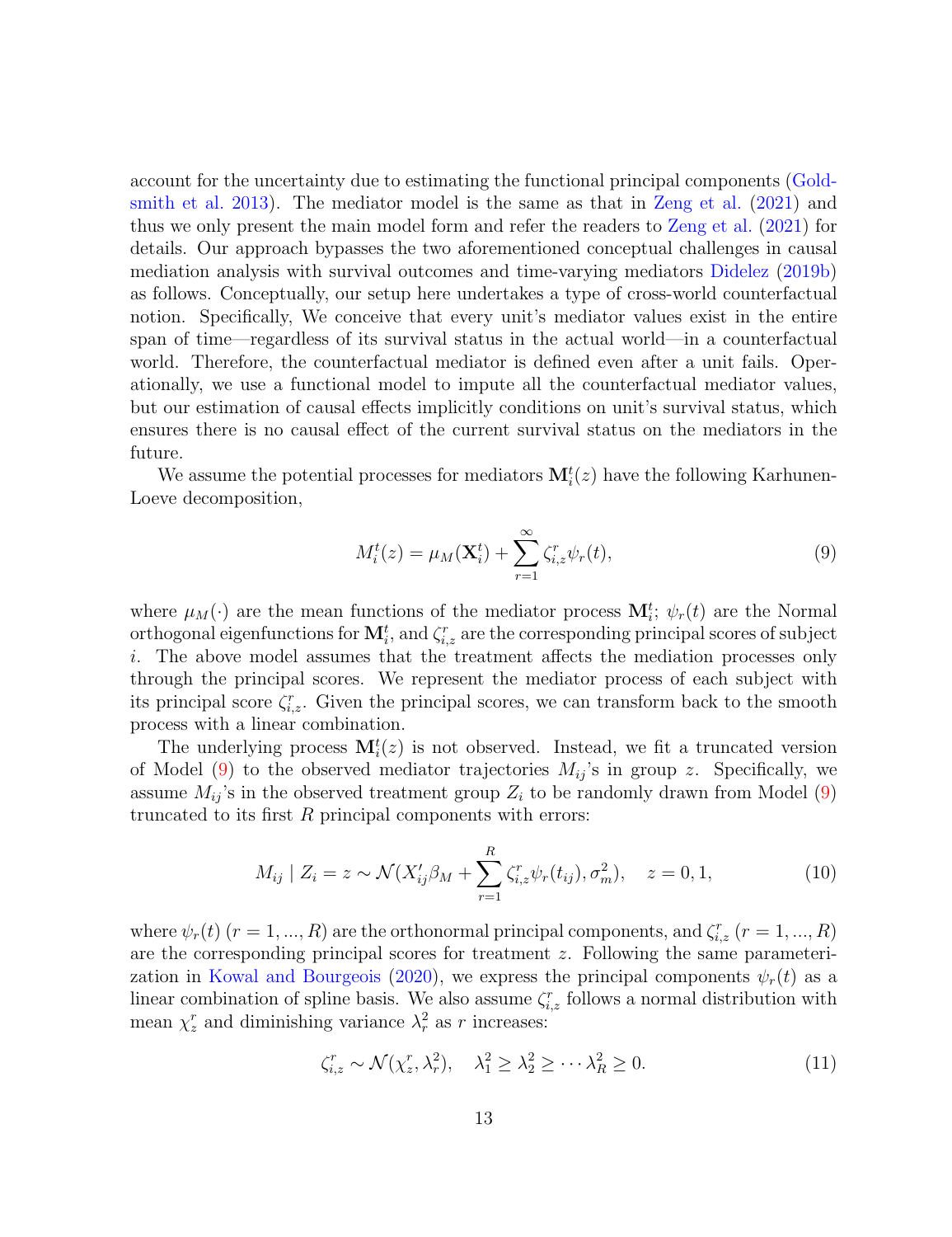account for the uncertainty due to estimating the functional principal components (Goldsmith et al. 2013). The mediator model is the same as that in Zeng et al. (2021) and thus we only present the main model form and refer the readers to Zeng et al. (2021) for details. Our approach bypasses the two aforementioned conceptual challenges in causal mediation analysis with survival outcomes and time-varying mediators Didelez (2019b) as follows. Conceptually, our setup here undertakes a type of cross-world counterfactual notion. Specifically, We conceive that every unit's mediator values exist in the entire span of time—regardless of its survival status in the actual world—in a counterfactual world. Therefore, the counterfactual mediator is defined even after a unit fails. Operationally, we use a functional model to impute all the counterfactual mediator values, but our estimation of causal effects implicitly conditions on unit's survival status, which ensures there is no causal effect of the current survival status on the mediators in the future.

We assume the potential processes for mediators $\mathbf{M}_i^t(z)$ have the following Karhunen-Loeve decomposition,

$$M_i^t(z) = \mu_M(\mathbf{X}_i^t) + \sum_{r=1}^{\infty} \zeta_{i,z}^r \psi_r(t), \tag{9}$$

where $\mu_M(\cdot)$ are the mean functions of the mediator process $\mathbf{M}_i^t$; $\psi_r(t)$ are the Normal orthogonal eigenfunctions for $\mathbf{M}_i^t$, and $\zeta_{i,z}^r$ are the corresponding principal scores of subject $i$. The above model assumes that the treatment affects the mediation processes only through the principal scores. We represent the mediator process of each subject with its principal score $\zeta_{i,z}^r$. Given the principal scores, we can transform back to the smooth process with a linear combination.

The underlying process $\mathbf{M}_i^t(z)$ is not observed. Instead, we fit a truncated version of Model (9) to the observed mediator trajectories $M_{ij}$'s in group $z$. Specifically, we assume $M_{ij}$'s in the observed treatment group $Z_i$ to be randomly drawn from Model (9) truncated to its first $R$ principal components with errors:

$$M_{ij} \mid Z_i = z \sim \mathcal{N}(X_{ij}'\beta_M + \sum_{r=1}^{R} \zeta_{i,z}^r \psi_r(t_{ij}), \sigma_m^2), \quad z = 0, 1, \tag{10}$$

where $\psi_r(t)$ $(r = 1, ..., R)$ are the orthonormal principal components, and $\zeta_{i,z}^r$ $(r = 1, ..., R)$ are the corresponding principal scores for treatment $z$. Following the same parameterization in Kowal and Bourgeois (2020), we express the principal components $\psi_r(t)$ as a linear combination of spline basis. We also assume $\zeta_{i,z}^r$ follows a normal distribution with mean $\chi_z^r$ and diminishing variance $\lambda_r^2$ as $r$ increases:

$$\zeta_{i,z}^r \sim \mathcal{N}(\chi_z^r, \lambda_r^2), \quad \lambda_1^2 \geq \lambda_2^2 \geq \cdots \lambda_R^2 \geq 0. \tag{11}$$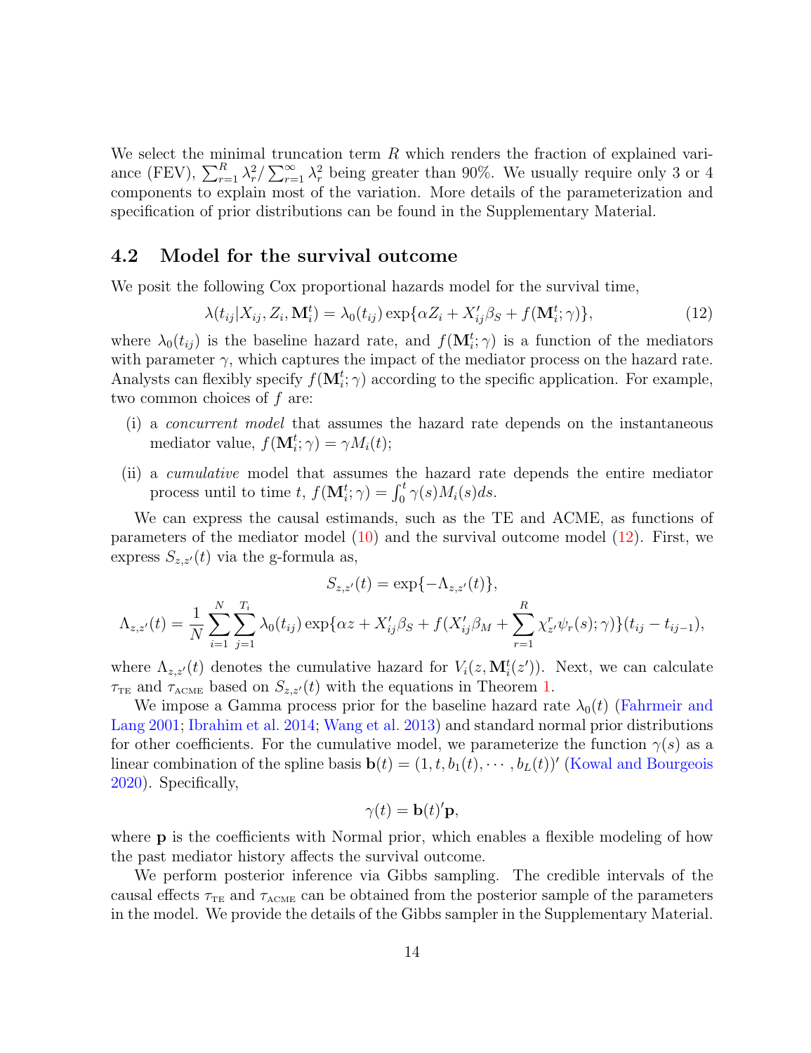We select the minimal truncation term $R$ which renders the fraction of explained variance (FEV), $\sum_{r=1}^{R} \lambda_r^2 / \sum_{r=1}^{\infty} \lambda_r^2$ being greater than 90%. We usually require only 3 or 4 components to explain most of the variation. More details of the parameterization and specification of prior distributions can be found in the Supplementary Material.

## 4.2 Model for the survival outcome

We posit the following Cox proportional hazards model for the survival time,

$$\lambda(t_{ij}|X_{ij}, Z_i, \mathbf{M}_i^t) = \lambda_0(t_{ij}) \exp\{\alpha Z_i + X_{ij}'\beta_S + f(\mathbf{M}_i^t; \gamma)\}, \tag{12}$$

where $\lambda_0(t_{ij})$ is the baseline hazard rate, and $f(\mathbf{M}_i^t; \gamma)$ is a function of the mediators with parameter $\gamma$, which captures the impact of the mediator process on the hazard rate. Analysts can flexibly specify $f(\mathbf{M}_i^t; \gamma)$ according to the specific application. For example, two common choices of $f$ are:

(i) a *concurrent model* that assumes the hazard rate depends on the instantaneous mediator value, $f(\mathbf{M}_i^t; \gamma) = \gamma M_i(t)$;

(ii) a *cumulative* model that assumes the hazard rate depends the entire mediator process until to time $t$, $f(\mathbf{M}_i^t; \gamma) = \int_0^t \gamma(s) M_i(s) ds$.

We can express the causal estimands, such as the TE and ACME, as functions of parameters of the mediator model (10) and the survival outcome model (12). First, we express $S_{z,z'}(t)$ via the g-formula as,

$$S_{z,z'}(t) = \exp\{-\Lambda_{z,z'}(t)\},$$

$$\Lambda_{z,z'}(t) = \frac{1}{N} \sum_{i=1}^{N} \sum_{j=1}^{T_i} \lambda_0(t_{ij}) \exp\{\alpha z + X_{ij}'\beta_S + f(X_{ij}'\beta_M + \sum_{r=1}^{R} \chi_{z'}^r \psi_r(s); \gamma)\}(t_{ij} - t_{ij-1}),$$

where $\Lambda_{z,z'}(t)$ denotes the cumulative hazard for $V_i(z, \mathbf{M}_i^t(z'))$. Next, we can calculate $\tau_{\text{TE}}$ and $\tau_{\text{ACME}}$ based on $S_{z,z'}(t)$ with the equations in Theorem 1.

We impose a Gamma process prior for the baseline hazard rate $\lambda_0(t)$ (Fahrmeir and Lang 2001; Ibrahim et al. 2014; Wang et al. 2013) and standard normal prior distributions for other coefficients. For the cumulative model, we parameterize the function $\gamma(s)$ as a linear combination of the spline basis $\mathbf{b}(t) = (1, t, b_1(t), \cdots, b_L(t))'$ (Kowal and Bourgeois 2020). Specifically,

$$\gamma(t) = \mathbf{b}(t)'\mathbf{p},$$

where $\mathbf{p}$ is the coefficients with Normal prior, which enables a flexible modeling of how the past mediator history affects the survival outcome.

We perform posterior inference via Gibbs sampling. The credible intervals of the causal effects $\tau_{\text{TE}}$ and $\tau_{\text{ACME}}$ can be obtained from the posterior sample of the parameters in the model. We provide the details of the Gibbs sampler in the Supplementary Material.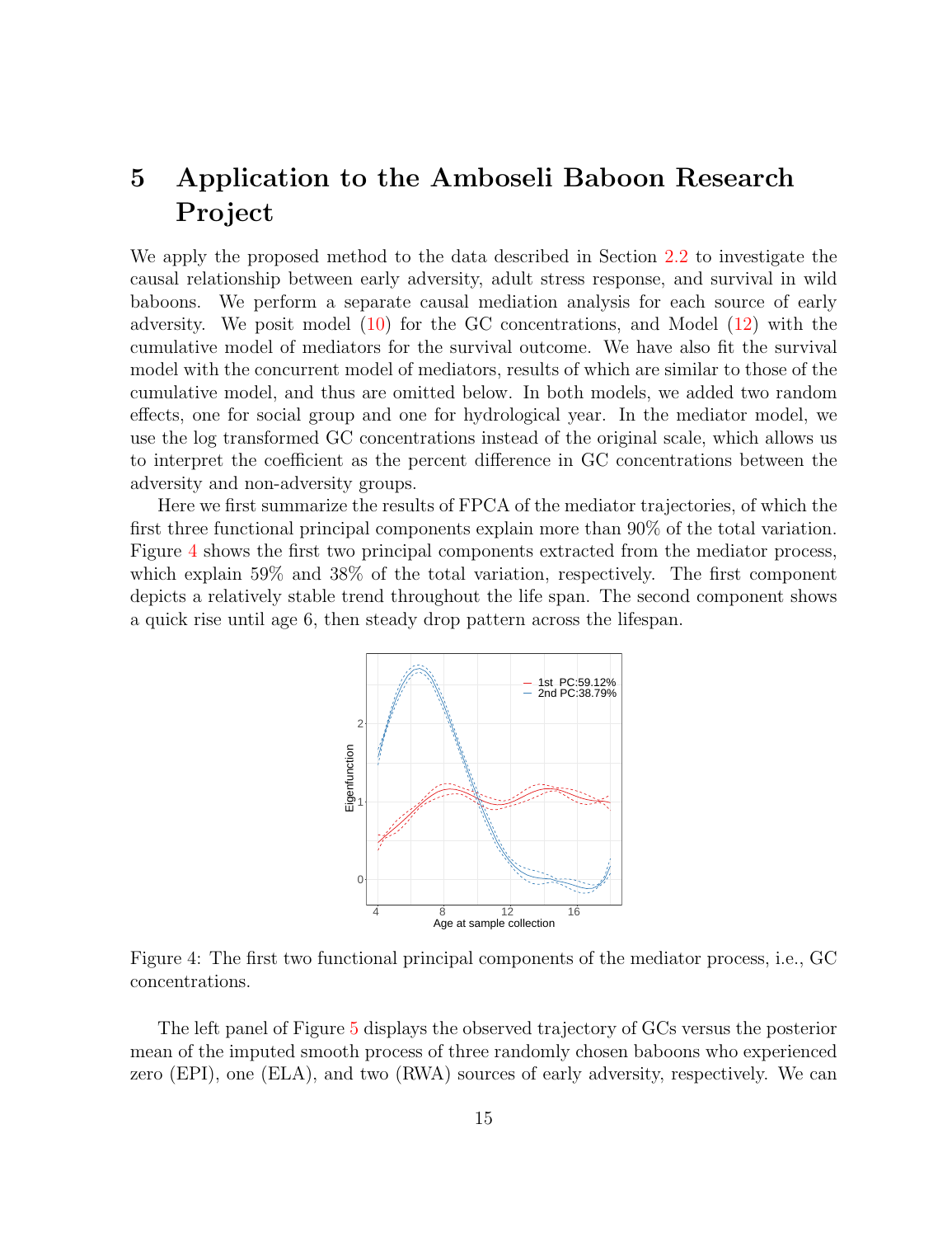# 5 Application to the Amboseli Baboon Research Project

We apply the proposed method to the data described in Section 2.2 to investigate the causal relationship between early adversity, adult stress response, and survival in wild baboons. We perform a separate causal mediation analysis for each source of early adversity. We posit model (10) for the GC concentrations, and Model (12) with the cumulative model of mediators for the survival outcome. We have also fit the survival model with the concurrent model of mediators, results of which are similar to those of the cumulative model, and thus are omitted below. In both models, we added two random effects, one for social group and one for hydrological year. In the mediator model, we use the log transformed GC concentrations instead of the original scale, which allows us to interpret the coefficient as the percent difference in GC concentrations between the adversity and non-adversity groups.

Here we first summarize the results of FPCA of the mediator trajectories, of which the first three functional principal components explain more than 90% of the total variation. Figure 4 shows the first two principal components extracted from the mediator process, which explain 59% and 38% of the total variation, respectively. The first component depicts a relatively stable trend throughout the life span. The second component shows a quick rise until age 6, then steady drop pattern across the lifespan.

Figure 4: The first two functional principal components of the mediator process, i.e., GC concentrations.

The left panel of Figure 5 displays the observed trajectory of GCs versus the posterior mean of the imputed smooth process of three randomly chosen baboons who experienced zero (EPI), one (ELA), and two (RWA) sources of early adversity, respectively. We can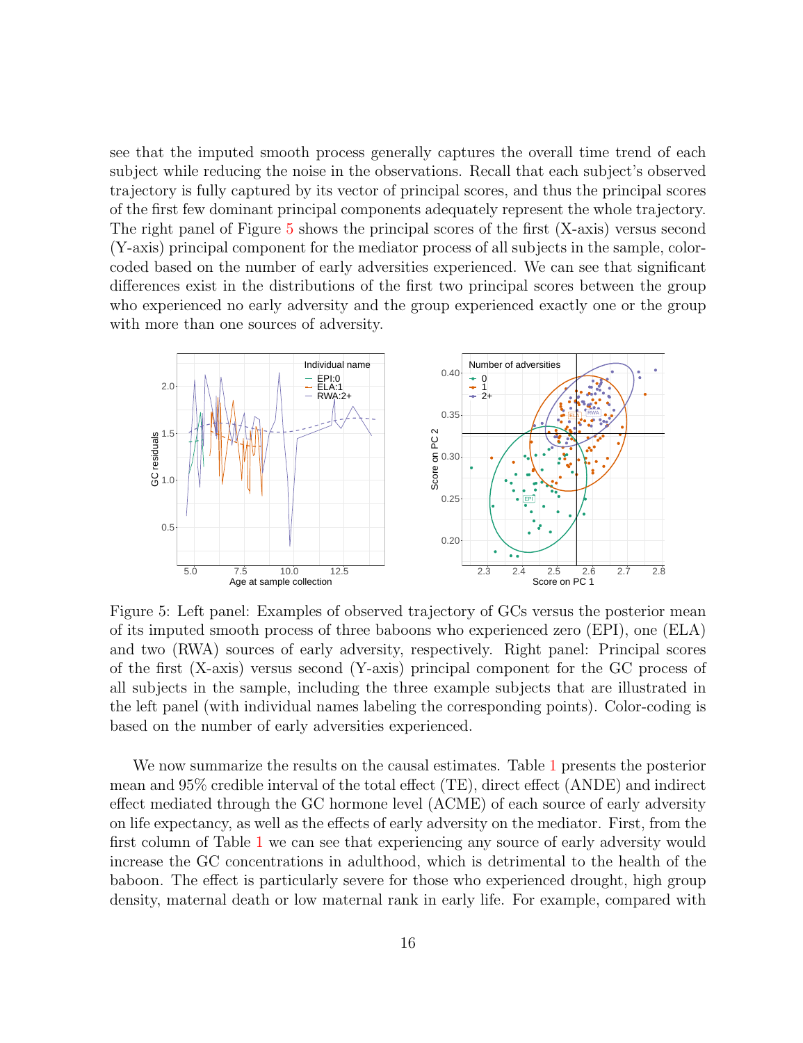see that the imputed smooth process generally captures the overall time trend of each subject while reducing the noise in the observations. Recall that each subject's observed trajectory is fully captured by its vector of principal scores, and thus the principal scores of the first few dominant principal components adequately represent the whole trajectory. The right panel of Figure 5 shows the principal scores of the first (X-axis) versus second (Y-axis) principal component for the mediator process of all subjects in the sample, color-coded based on the number of early adversities experienced. We can see that significant differences exist in the distributions of the first two principal scores between the group who experienced no early adversity and the group experienced exactly one or the group with more than one sources of adversity.

Figure 5: Left panel: Examples of observed trajectory of GCs versus the posterior mean of its imputed smooth process of three baboons who experienced zero (EPI), one (ELA) and two (RWA) sources of early adversity, respectively. Right panel: Principal scores of the first (X-axis) versus second (Y-axis) principal component for the GC process of all subjects in the sample, including the three example subjects that are illustrated in the left panel (with individual names labeling the corresponding points). Color-coding is based on the number of early adversities experienced.

We now summarize the results on the causal estimates. Table 1 presents the posterior mean and 95% credible interval of the total effect (TE), direct effect (ANDE) and indirect effect mediated through the GC hormone level (ACME) of each source of early adversity on life expectancy, as well as the effects of early adversity on the mediator. First, from the first column of Table 1 we can see that experiencing any source of early adversity would increase the GC concentrations in adulthood, which is detrimental to the health of the baboon. The effect is particularly severe for those who experienced drought, high group density, maternal death or low maternal rank in early life. For example, compared with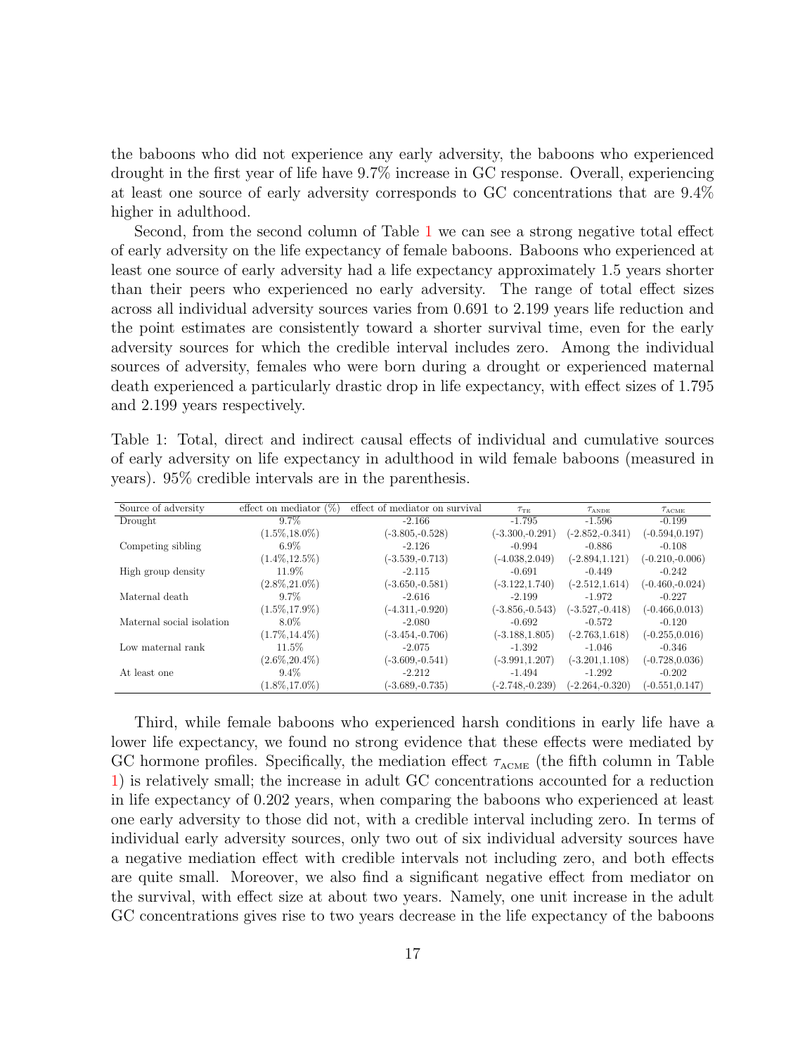the baboons who did not experience any early adversity, the baboons who experienced drought in the first year of life have 9.7% increase in GC response. Overall, experiencing at least one source of early adversity corresponds to GC concentrations that are 9.4% higher in adulthood.

Second, from the second column of Table 1 we can see a strong negative total effect of early adversity on the life expectancy of female baboons. Baboons who experienced at least one source of early adversity had a life expectancy approximately 1.5 years shorter than their peers who experienced no early adversity. The range of total effect sizes across all individual adversity sources varies from 0.691 to 2.199 years life reduction and the point estimates are consistently toward a shorter survival time, even for the early adversity sources for which the credible interval includes zero. Among the individual sources of adversity, females who were born during a drought or experienced maternal death experienced a particularly drastic drop in life expectancy, with effect sizes of 1.795 and 2.199 years respectively.

Table 1: Total, direct and indirect causal effects of individual and cumulative sources of early adversity on life expectancy in adulthood in wild female baboons (measured in years). 95% credible intervals are in the parenthesis.

| Source of adversity | effect on mediator (%) | effect of mediator on survival | $\tau_{\text{TE}}$ | $\tau_{\text{ANDE}}$ | $\tau_{\text{ACME}}$ |
|---|---|---|---|---|---|
| Drought | 9.7% | -2.166 | -1.795 | -1.596 | -0.199 |
| | (1.5%,18.0%) | (-3.805,-0.528) | (-3.300,-0.291) | (-2.852,-0.341) | (-0.594,0.197) |
| Competing sibling | 6.9% | -2.126 | -0.994 | -0.886 | -0.108 |
| | (1.4%,12.5%) | (-3.539,-0.713) | (-4.038,2.049) | (-2.894,1.121) | (-0.210,-0.006) |
| High group density | 11.9% | -2.115 | -0.691 | -0.449 | -0.242 |
| | (2.8%,21.0%) | (-3.650,-0.581) | (-3.122,1.740) | (-2.512,1.614) | (-0.460,-0.024) |
| Maternal death | 9.7% | -2.616 | -2.199 | -1.972 | -0.227 |
| | (1.5%,17.9%) | (-4.311,-0.920) | (-3.856,-0.543) | (-3.527,-0.418) | (-0.466,0.013) |
| Maternal social isolation | 8.0% | -2.080 | -0.692 | -0.572 | -0.120 |
| | (1.7%,14.4%) | (-3.454,-0.706) | (-3.188,1.805) | (-2.763,1.618) | (-0.255,0.016) |
| Low maternal rank | 11.5% | -2.075 | -1.392 | -1.046 | -0.346 |
| | (2.6%,20.4%) | (-3.609,-0.541) | (-3.991,1.207) | (-3.201,1.108) | (-0.728,0.036) |
| At least one | 9.4% | -2.212 | -1.494 | -1.292 | -0.202 |
| | (1.8%,17.0%) | (-3.689,-0.735) | (-2.748,-0.239) | (-2.264,-0.320) | (-0.551,0.147) |

Third, while female baboons who experienced harsh conditions in early life have a lower life expectancy, we found no strong evidence that these effects were mediated by GC hormone profiles. Specifically, the mediation effect $\tau_{\text{ACME}}$ (the fifth column in Table 1) is relatively small; the increase in adult GC concentrations accounted for a reduction in life expectancy of 0.202 years, when comparing the baboons who experienced at least one early adversity to those did not, with a credible interval including zero. In terms of individual early adversity sources, only two out of six individual adversity sources have a negative mediation effect with credible intervals not including zero, and both effects are quite small. Moreover, we also find a significant negative effect from mediator on the survival, with effect size at about two years. Namely, one unit increase in the adult GC concentrations gives rise to two years decrease in the life expectancy of the baboons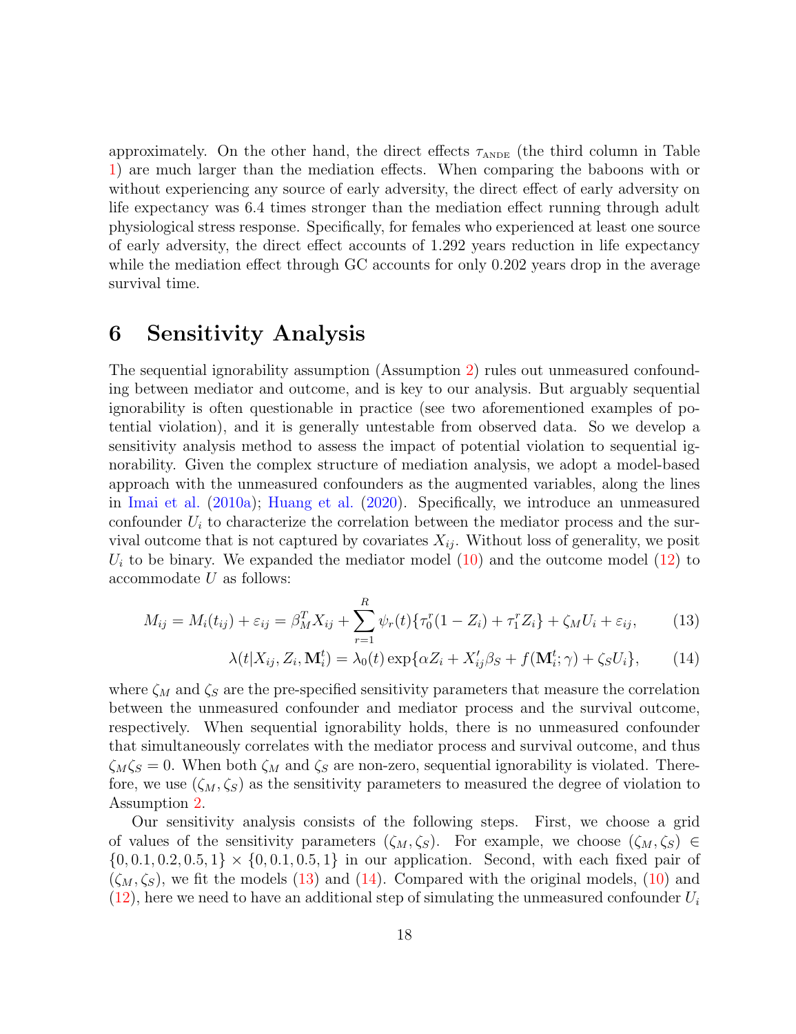approximately. On the other hand, the direct effects $\tau_{\text{ANDE}}$ (the third column in Table 1) are much larger than the mediation effects. When comparing the baboons with or without experiencing any source of early adversity, the direct effect of early adversity on life expectancy was 6.4 times stronger than the mediation effect running through adult physiological stress response. Specifically, for females who experienced at least one source of early adversity, the direct effect accounts of 1.292 years reduction in life expectancy while the mediation effect through GC accounts for only 0.202 years drop in the average survival time.

# 6 Sensitivity Analysis

The sequential ignorability assumption (Assumption 2) rules out unmeasured confounding between mediator and outcome, and is key to our analysis. But arguably sequential ignorability is often questionable in practice (see two aforementioned examples of potential violation), and it is generally untestable from observed data. So we develop a sensitivity analysis method to assess the impact of potential violation to sequential ignorability. Given the complex structure of mediation analysis, we adopt a model-based approach with the unmeasured confounders as the augmented variables, along the lines in Imai et al. (2010a); Huang et al. (2020). Specifically, we introduce an unmeasured confounder $U_i$ to characterize the correlation between the mediator process and the survival outcome that is not captured by covariates $X_{ij}$. Without loss of generality, we posit $U_i$ to be binary. We expanded the mediator model (10) and the outcome model (12) to accommodate $U$ as follows:

$$M_{ij} = M_i(t_{ij}) + \varepsilon_{ij} = \beta_M^T X_{ij} + \sum_{r=1}^{R} \psi_r(t)\{\tau_0^r(1 - Z_i) + \tau_1^r Z_i\} + \zeta_M U_i + \varepsilon_{ij}, \qquad (13)$$

$$\lambda(t|X_{ij}, Z_i, \mathbf{M}_i^t) = \lambda_0(t)\exp\{\alpha Z_i + X_{ij}'\beta_S + f(\mathbf{M}_i^t; \gamma) + \zeta_S U_i\}, \qquad (14)$$

where $\zeta_M$ and $\zeta_S$ are the pre-specified sensitivity parameters that measure the correlation between the unmeasured confounder and mediator process and the survival outcome, respectively. When sequential ignorability holds, there is no unmeasured confounder that simultaneously correlates with the mediator process and survival outcome, and thus $\zeta_M \zeta_S = 0$. When both $\zeta_M$ and $\zeta_S$ are non-zero, sequential ignorability is violated. Therefore, we use $(\zeta_M, \zeta_S)$ as the sensitivity parameters to measured the degree of violation to Assumption 2.

Our sensitivity analysis consists of the following steps. First, we choose a grid of values of the sensitivity parameters $(\zeta_M, \zeta_S)$. For example, we choose $(\zeta_M, \zeta_S) \in \{0, 0.1, 0.2, 0.5, 1\} \times \{0, 0.1, 0.5, 1\}$ in our application. Second, with each fixed pair of $(\zeta_M, \zeta_S)$, we fit the models (13) and (14). Compared with the original models, (10) and (12), here we need to have an additional step of simulating the unmeasured confounder $U_i$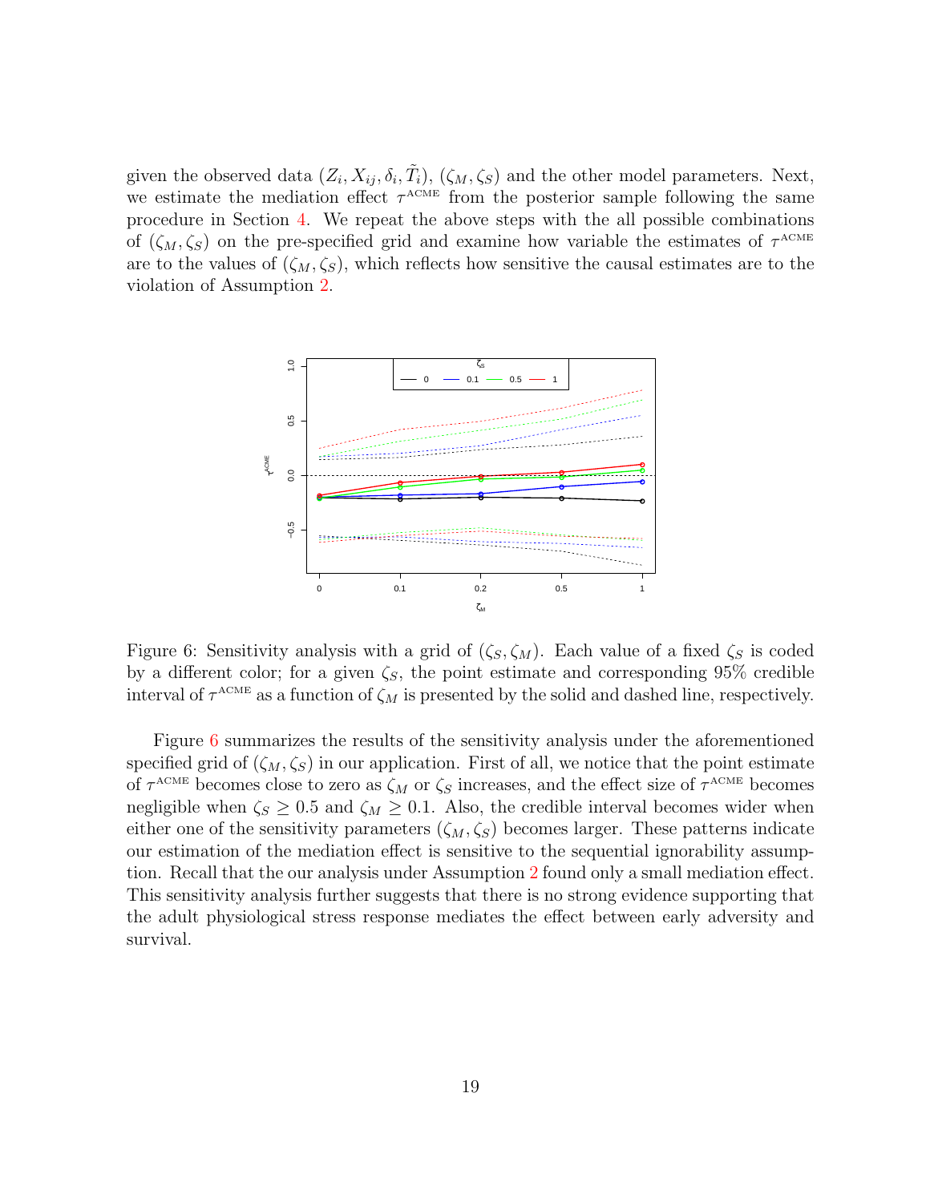given the observed data $(Z_i, X_{ij}, \delta_i, \tilde{T}_i)$, $(\zeta_M, \zeta_S)$ and the other model parameters. Next, we estimate the mediation effect $\tau^{\text{ACME}}$ from the posterior sample following the same procedure in Section 4. We repeat the above steps with the all possible combinations of $(\zeta_M, \zeta_S)$ on the pre-specified grid and examine how variable the estimates of $\tau^{\text{ACME}}$ are to the values of $(\zeta_M, \zeta_S)$, which reflects how sensitive the causal estimates are to the violation of Assumption 2.

Figure 6: Sensitivity analysis with a grid of $(\zeta_S, \zeta_M)$. Each value of a fixed $\zeta_S$ is coded by a different color; for a given $\zeta_S$, the point estimate and corresponding 95% credible interval of $\tau^{\text{ACME}}$ as a function of $\zeta_M$ is presented by the solid and dashed line, respectively.

Figure 6 summarizes the results of the sensitivity analysis under the aforementioned specified grid of $(\zeta_M, \zeta_S)$ in our application. First of all, we notice that the point estimate of $\tau^{\text{ACME}}$ becomes close to zero as $\zeta_M$ or $\zeta_S$ increases, and the effect size of $\tau^{\text{ACME}}$ becomes negligible when $\zeta_S \geq 0.5$ and $\zeta_M \geq 0.1$. Also, the credible interval becomes wider when either one of the sensitivity parameters $(\zeta_M, \zeta_S)$ becomes larger. These patterns indicate our estimation of the mediation effect is sensitive to the sequential ignorability assumption. Recall that the our analysis under Assumption 2 found only a small mediation effect. This sensitivity analysis further suggests that there is no strong evidence supporting that the adult physiological stress response mediates the effect between early adversity and survival.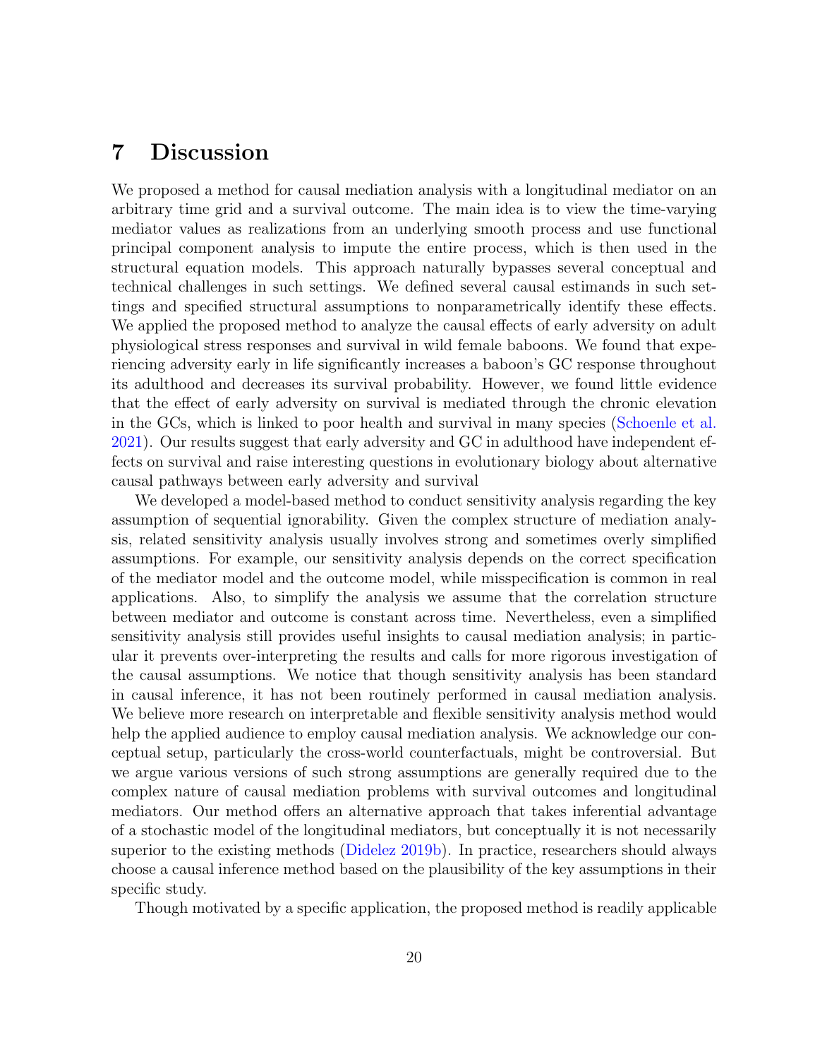# 7 Discussion

We proposed a method for causal mediation analysis with a longitudinal mediator on an arbitrary time grid and a survival outcome. The main idea is to view the time-varying mediator values as realizations from an underlying smooth process and use functional principal component analysis to impute the entire process, which is then used in the structural equation models. This approach naturally bypasses several conceptual and technical challenges in such settings. We defined several causal estimands in such settings and specified structural assumptions to nonparametrically identify these effects. We applied the proposed method to analyze the causal effects of early adversity on adult physiological stress responses and survival in wild female baboons. We found that experiencing adversity early in life significantly increases a baboon's GC response throughout its adulthood and decreases its survival probability. However, we found little evidence that the effect of early adversity on survival is mediated through the chronic elevation in the GCs, which is linked to poor health and survival in many species (Schoenle et al. 2021). Our results suggest that early adversity and GC in adulthood have independent effects on survival and raise interesting questions in evolutionary biology about alternative causal pathways between early adversity and survival

We developed a model-based method to conduct sensitivity analysis regarding the key assumption of sequential ignorability. Given the complex structure of mediation analysis, related sensitivity analysis usually involves strong and sometimes overly simplified assumptions. For example, our sensitivity analysis depends on the correct specification of the mediator model and the outcome model, while misspecification is common in real applications. Also, to simplify the analysis we assume that the correlation structure between mediator and outcome is constant across time. Nevertheless, even a simplified sensitivity analysis still provides useful insights to causal mediation analysis; in particular it prevents over-interpreting the results and calls for more rigorous investigation of the causal assumptions. We notice that though sensitivity analysis has been standard in causal inference, it has not been routinely performed in causal mediation analysis. We believe more research on interpretable and flexible sensitivity analysis method would help the applied audience to employ causal mediation analysis. We acknowledge our conceptual setup, particularly the cross-world counterfactuals, might be controversial. But we argue various versions of such strong assumptions are generally required due to the complex nature of causal mediation problems with survival outcomes and longitudinal mediators. Our method offers an alternative approach that takes inferential advantage of a stochastic model of the longitudinal mediators, but conceptually it is not necessarily superior to the existing methods (Didelez 2019b). In practice, researchers should always choose a causal inference method based on the plausibility of the key assumptions in their specific study.

Though motivated by a specific application, the proposed method is readily applicable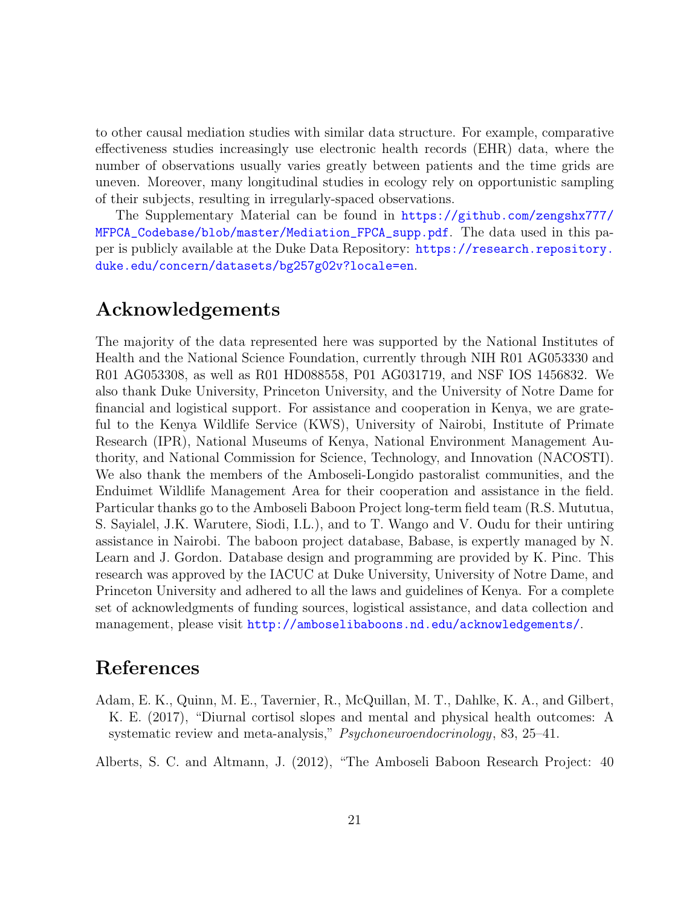to other causal mediation studies with similar data structure. For example, comparative effectiveness studies increasingly use electronic health records (EHR) data, where the number of observations usually varies greatly between patients and the time grids are uneven. Moreover, many longitudinal studies in ecology rely on opportunistic sampling of their subjects, resulting in irregularly-spaced observations.

The Supplementary Material can be found in https://github.com/zengshx777/MFPCA_Codebase/blob/master/Mediation_FPCA_supp.pdf. The data used in this paper is publicly available at the Duke Data Repository: https://research.repository.duke.edu/concern/datasets/bg257g02v?locale=en.

# Acknowledgements

The majority of the data represented here was supported by the National Institutes of Health and the National Science Foundation, currently through NIH R01 AG053330 and R01 AG053308, as well as R01 HD088558, P01 AG031719, and NSF IOS 1456832. We also thank Duke University, Princeton University, and the University of Notre Dame for financial and logistical support. For assistance and cooperation in Kenya, we are grateful to the Kenya Wildlife Service (KWS), University of Nairobi, Institute of Primate Research (IPR), National Museums of Kenya, National Environment Management Authority, and National Commission for Science, Technology, and Innovation (NACOSTI). We also thank the members of the Amboseli-Longido pastoralist communities, and the Enduimet Wildlife Management Area for their cooperation and assistance in the field. Particular thanks go to the Amboseli Baboon Project long-term field team (R.S. Mututua, S. Sayialel, J.K. Warutere, Siodi, I.L.), and to T. Wango and V. Oudu for their untiring assistance in Nairobi. The baboon project database, Babase, is expertly managed by N. Learn and J. Gordon. Database design and programming are provided by K. Pinc. This research was approved by the IACUC at Duke University, University of Notre Dame, and Princeton University and adhered to all the laws and guidelines of Kenya. For a complete set of acknowledgments of funding sources, logistical assistance, and data collection and management, please visit http://amboselibaboons.nd.edu/acknowledgements/.

# References

Adam, E. K., Quinn, M. E., Tavernier, R., McQuillan, M. T., Dahlke, K. A., and Gilbert, K. E. (2017), "Diurnal cortisol slopes and mental and physical health outcomes: A systematic review and meta-analysis," *Psychoneuroendocrinology*, 83, 25–41.

Alberts, S. C. and Altmann, J. (2012), "The Amboseli Baboon Research Project: 40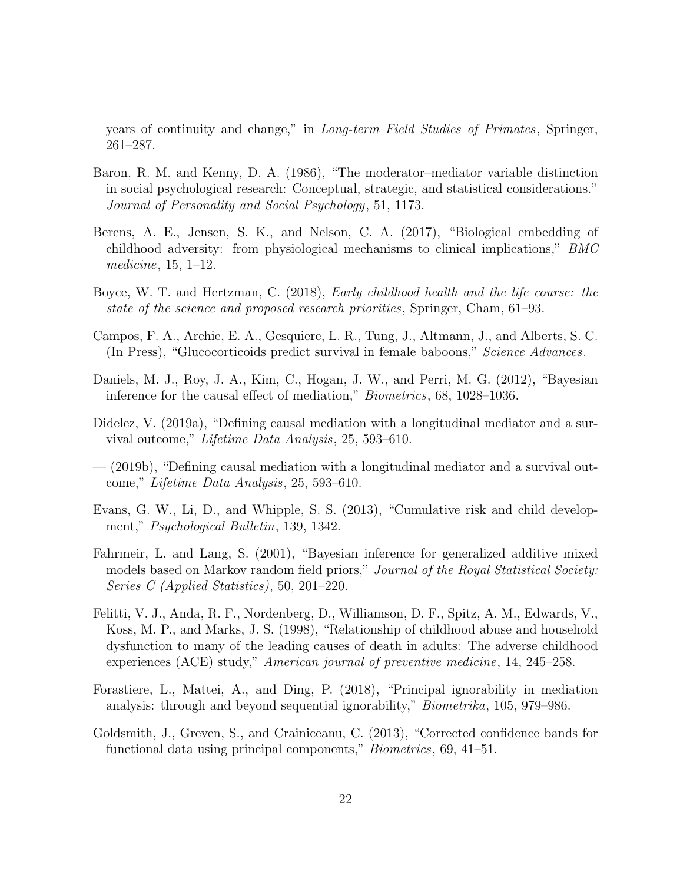years of continuity and change," in *Long-term Field Studies of Primates*, Springer, 261–287.

Baron, R. M. and Kenny, D. A. (1986), "The moderator–mediator variable distinction in social psychological research: Conceptual, strategic, and statistical considerations." *Journal of Personality and Social Psychology*, 51, 1173.

Berens, A. E., Jensen, S. K., and Nelson, C. A. (2017), "Biological embedding of childhood adversity: from physiological mechanisms to clinical implications," *BMC medicine*, 15, 1–12.

Boyce, W. T. and Hertzman, C. (2018), *Early childhood health and the life course: the state of the science and proposed research priorities*, Springer, Cham, 61–93.

Campos, F. A., Archie, E. A., Gesquiere, L. R., Tung, J., Altmann, J., and Alberts, S. C. (In Press), "Glucocorticoids predict survival in female baboons," *Science Advances*.

Daniels, M. J., Roy, J. A., Kim, C., Hogan, J. W., and Perri, M. G. (2012), "Bayesian inference for the causal effect of mediation," *Biometrics*, 68, 1028–1036.

Didelez, V. (2019a), "Defining causal mediation with a longitudinal mediator and a survival outcome," *Lifetime Data Analysis*, 25, 593–610.

— (2019b), "Defining causal mediation with a longitudinal mediator and a survival outcome," *Lifetime Data Analysis*, 25, 593–610.

Evans, G. W., Li, D., and Whipple, S. S. (2013), "Cumulative risk and child development," *Psychological Bulletin*, 139, 1342.

Fahrmeir, L. and Lang, S. (2001), "Bayesian inference for generalized additive mixed models based on Markov random field priors," *Journal of the Royal Statistical Society: Series C (Applied Statistics)*, 50, 201–220.

Felitti, V. J., Anda, R. F., Nordenberg, D., Williamson, D. F., Spitz, A. M., Edwards, V., Koss, M. P., and Marks, J. S. (1998), "Relationship of childhood abuse and household dysfunction to many of the leading causes of death in adults: The adverse childhood experiences (ACE) study," *American journal of preventive medicine*, 14, 245–258.

Forastiere, L., Mattei, A., and Ding, P. (2018), "Principal ignorability in mediation analysis: through and beyond sequential ignorability," *Biometrika*, 105, 979–986.

Goldsmith, J., Greven, S., and Crainiceanu, C. (2013), "Corrected confidence bands for functional data using principal components," *Biometrics*, 69, 41–51.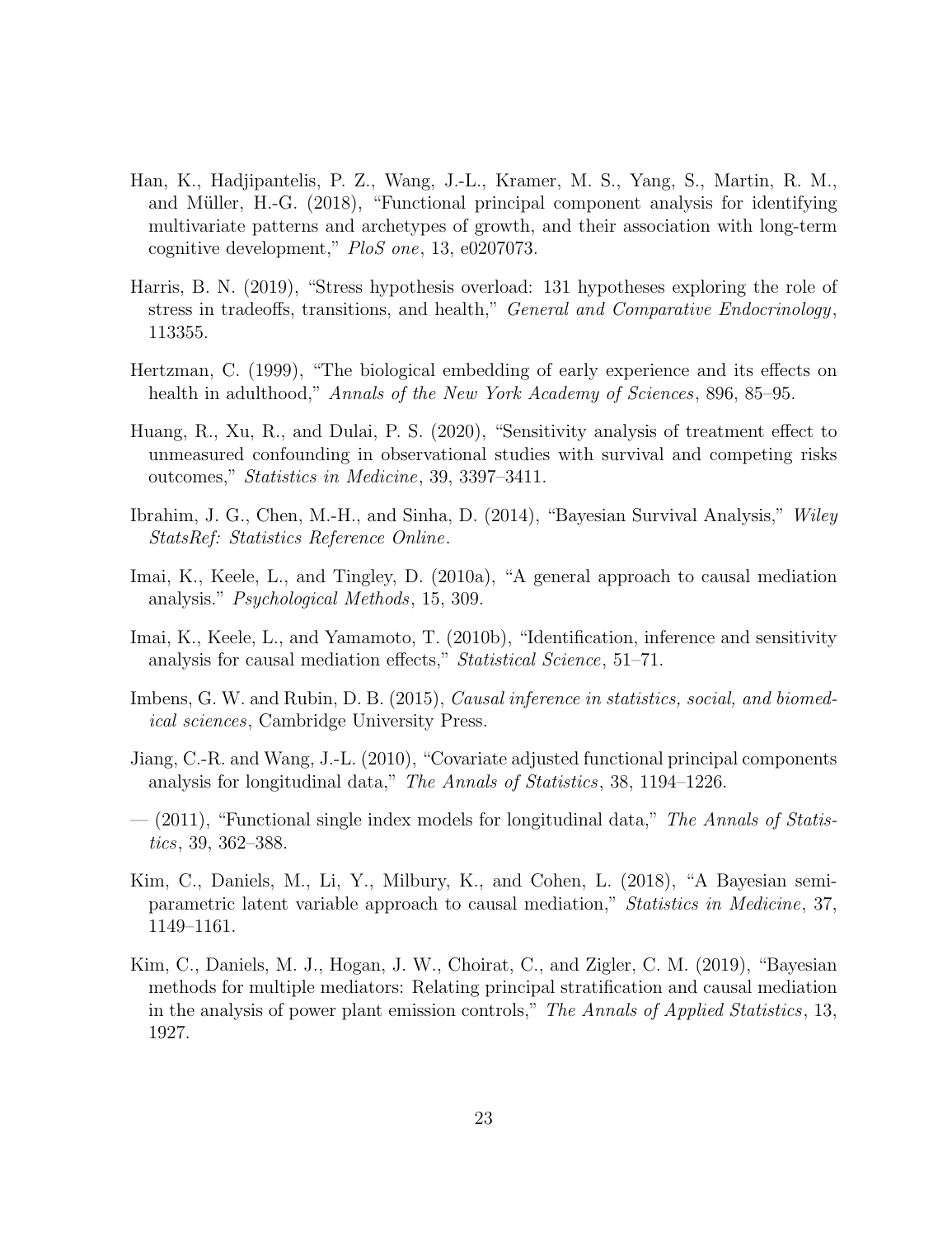Han, K., Hadjipantelis, P. Z., Wang, J.-L., Kramer, M. S., Yang, S., Martin, R. M., and Müller, H.-G. (2018), "Functional principal component analysis for identifying multivariate patterns and archetypes of growth, and their association with long-term cognitive development," *PloS one*, 13, e0207073.

Harris, B. N. (2019), "Stress hypothesis overload: 131 hypotheses exploring the role of stress in tradeoffs, transitions, and health," *General and Comparative Endocrinology*, 113355.

Hertzman, C. (1999), "The biological embedding of early experience and its effects on health in adulthood," *Annals of the New York Academy of Sciences*, 896, 85–95.

Huang, R., Xu, R., and Dulai, P. S. (2020), "Sensitivity analysis of treatment effect to unmeasured confounding in observational studies with survival and competing risks outcomes," *Statistics in Medicine*, 39, 3397–3411.

Ibrahim, J. G., Chen, M.-H., and Sinha, D. (2014), "Bayesian Survival Analysis," *Wiley StatsRef: Statistics Reference Online*.

Imai, K., Keele, L., and Tingley, D. (2010a), "A general approach to causal mediation analysis." *Psychological Methods*, 15, 309.

Imai, K., Keele, L., and Yamamoto, T. (2010b), "Identification, inference and sensitivity analysis for causal mediation effects," *Statistical Science*, 51–71.

Imbens, G. W. and Rubin, D. B. (2015), *Causal inference in statistics, social, and biomedical sciences*, Cambridge University Press.

Jiang, C.-R. and Wang, J.-L. (2010), "Covariate adjusted functional principal components analysis for longitudinal data," *The Annals of Statistics*, 38, 1194–1226.

— (2011), "Functional single index models for longitudinal data," *The Annals of Statistics*, 39, 362–388.

Kim, C., Daniels, M., Li, Y., Milbury, K., and Cohen, L. (2018), "A Bayesian semiparametric latent variable approach to causal mediation," *Statistics in Medicine*, 37, 1149–1161.

Kim, C., Daniels, M. J., Hogan, J. W., Choirat, C., and Zigler, C. M. (2019), "Bayesian methods for multiple mediators: Relating principal stratification and causal mediation in the analysis of power plant emission controls," *The Annals of Applied Statistics*, 13, 1927.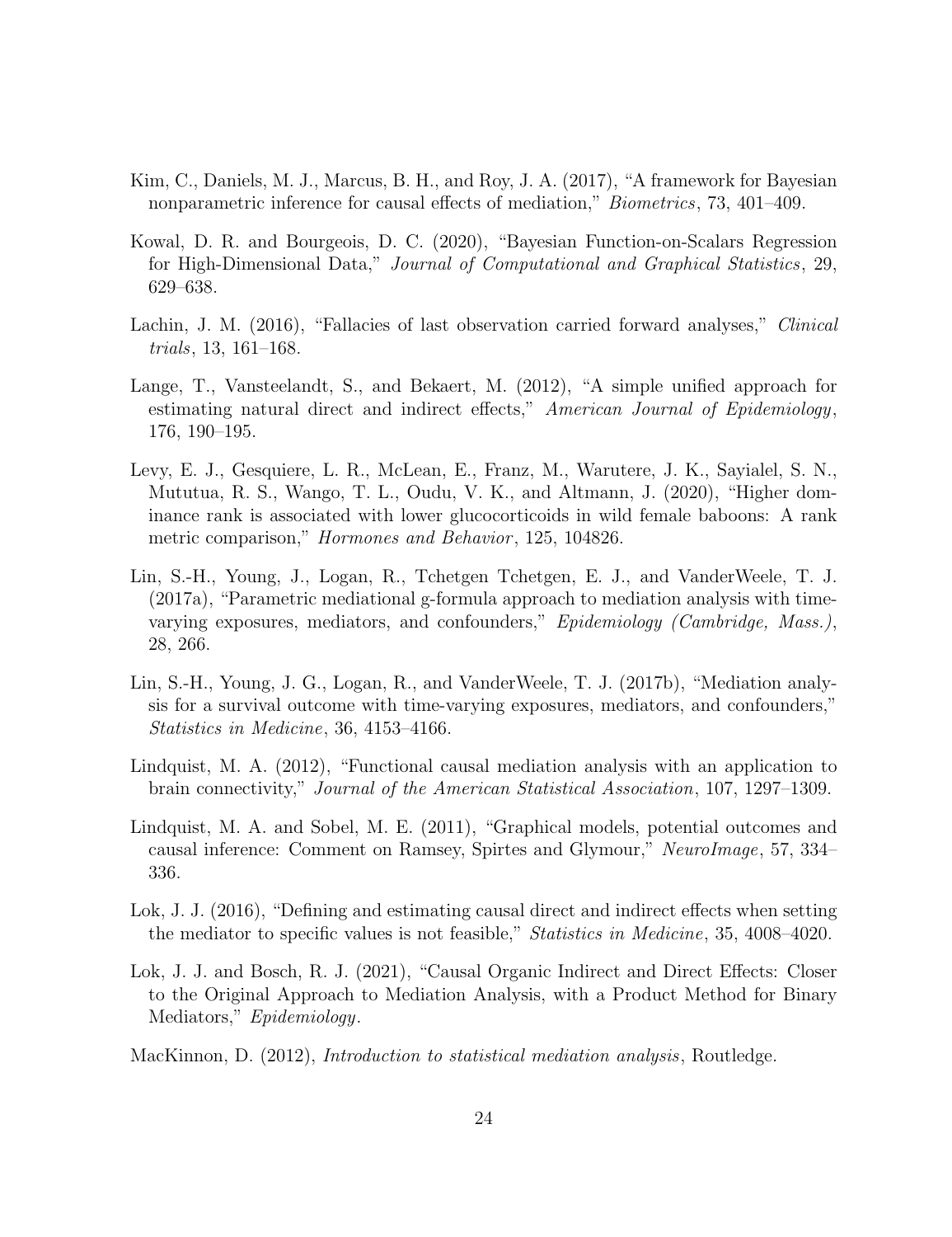Kim, C., Daniels, M. J., Marcus, B. H., and Roy, J. A. (2017), "A framework for Bayesian nonparametric inference for causal effects of mediation," *Biometrics*, 73, 401–409.

Kowal, D. R. and Bourgeois, D. C. (2020), "Bayesian Function-on-Scalars Regression for High-Dimensional Data," *Journal of Computational and Graphical Statistics*, 29, 629–638.

Lachin, J. M. (2016), "Fallacies of last observation carried forward analyses," *Clinical trials*, 13, 161–168.

Lange, T., Vansteelandt, S., and Bekaert, M. (2012), "A simple unified approach for estimating natural direct and indirect effects," *American Journal of Epidemiology*, 176, 190–195.

Levy, E. J., Gesquiere, L. R., McLean, E., Franz, M., Warutere, J. K., Sayialel, S. N., Mututua, R. S., Wango, T. L., Oudu, V. K., and Altmann, J. (2020), "Higher dominance rank is associated with lower glucocorticoids in wild female baboons: A rank metric comparison," *Hormones and Behavior*, 125, 104826.

Lin, S.-H., Young, J., Logan, R., Tchetgen Tchetgen, E. J., and VanderWeele, T. J. (2017a), "Parametric mediational g-formula approach to mediation analysis with time-varying exposures, mediators, and confounders," *Epidemiology (Cambridge, Mass.)*, 28, 266.

Lin, S.-H., Young, J. G., Logan, R., and VanderWeele, T. J. (2017b), "Mediation analysis for a survival outcome with time-varying exposures, mediators, and confounders," *Statistics in Medicine*, 36, 4153–4166.

Lindquist, M. A. (2012), "Functional causal mediation analysis with an application to brain connectivity," *Journal of the American Statistical Association*, 107, 1297–1309.

Lindquist, M. A. and Sobel, M. E. (2011), "Graphical models, potential outcomes and causal inference: Comment on Ramsey, Spirtes and Glymour," *NeuroImage*, 57, 334–336.

Lok, J. J. (2016), "Defining and estimating causal direct and indirect effects when setting the mediator to specific values is not feasible," *Statistics in Medicine*, 35, 4008–4020.

Lok, J. J. and Bosch, R. J. (2021), "Causal Organic Indirect and Direct Effects: Closer to the Original Approach to Mediation Analysis, with a Product Method for Binary Mediators," *Epidemiology*.

MacKinnon, D. (2012), *Introduction to statistical mediation analysis*, Routledge.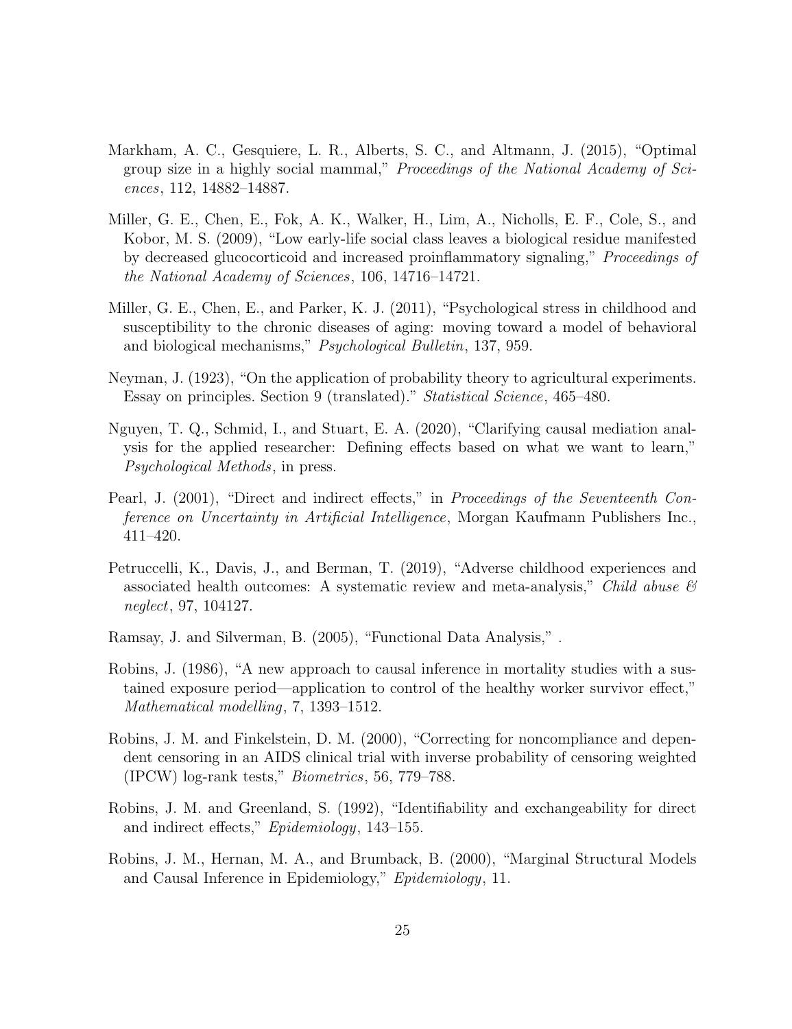Markham, A. C., Gesquiere, L. R., Alberts, S. C., and Altmann, J. (2015), "Optimal group size in a highly social mammal," *Proceedings of the National Academy of Sciences*, 112, 14882–14887.

Miller, G. E., Chen, E., Fok, A. K., Walker, H., Lim, A., Nicholls, E. F., Cole, S., and Kobor, M. S. (2009), "Low early-life social class leaves a biological residue manifested by decreased glucocorticoid and increased proinflammatory signaling," *Proceedings of the National Academy of Sciences*, 106, 14716–14721.

Miller, G. E., Chen, E., and Parker, K. J. (2011), "Psychological stress in childhood and susceptibility to the chronic diseases of aging: moving toward a model of behavioral and biological mechanisms," *Psychological Bulletin*, 137, 959.

Neyman, J. (1923), "On the application of probability theory to agricultural experiments. Essay on principles. Section 9 (translated)." *Statistical Science*, 465–480.

Nguyen, T. Q., Schmid, I., and Stuart, E. A. (2020), "Clarifying causal mediation analysis for the applied researcher: Defining effects based on what we want to learn," *Psychological Methods*, in press.

Pearl, J. (2001), "Direct and indirect effects," in *Proceedings of the Seventeenth Conference on Uncertainty in Artificial Intelligence*, Morgan Kaufmann Publishers Inc., 411–420.

Petruccelli, K., Davis, J., and Berman, T. (2019), "Adverse childhood experiences and associated health outcomes: A systematic review and meta-analysis," *Child abuse & neglect*, 97, 104127.

Ramsay, J. and Silverman, B. (2005), "Functional Data Analysis," .

Robins, J. (1986), "A new approach to causal inference in mortality studies with a sustained exposure period—application to control of the healthy worker survivor effect," *Mathematical modelling*, 7, 1393–1512.

Robins, J. M. and Finkelstein, D. M. (2000), "Correcting for noncompliance and dependent censoring in an AIDS clinical trial with inverse probability of censoring weighted (IPCW) log-rank tests," *Biometrics*, 56, 779–788.

Robins, J. M. and Greenland, S. (1992), "Identifiability and exchangeability for direct and indirect effects," *Epidemiology*, 143–155.

Robins, J. M., Hernan, M. A., and Brumback, B. (2000), "Marginal Structural Models and Causal Inference in Epidemiology," *Epidemiology*, 11.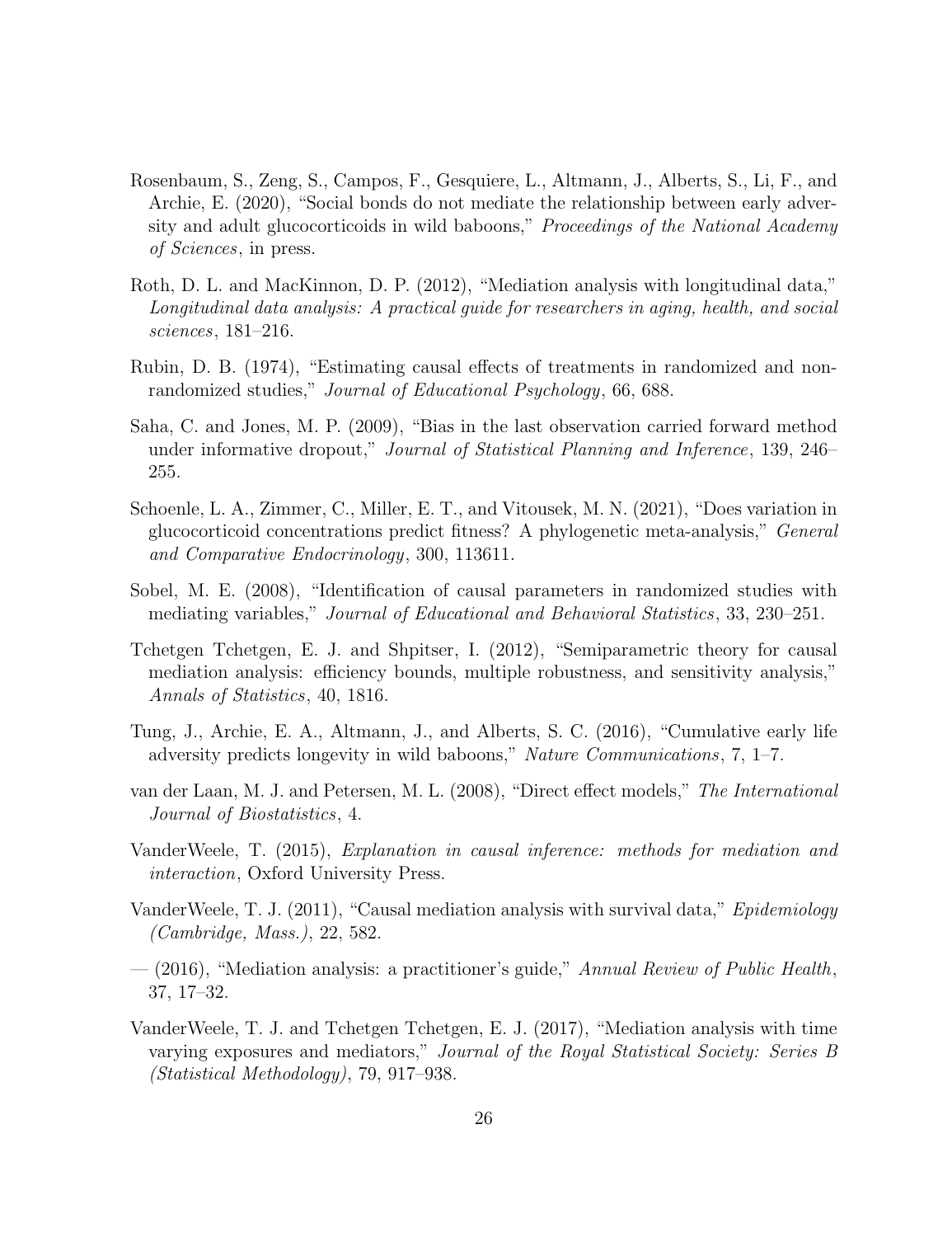Rosenbaum, S., Zeng, S., Campos, F., Gesquiere, L., Altmann, J., Alberts, S., Li, F., and Archie, E. (2020), "Social bonds do not mediate the relationship between early adversity and adult glucocorticoids in wild baboons," *Proceedings of the National Academy of Sciences*, in press.

Roth, D. L. and MacKinnon, D. P. (2012), "Mediation analysis with longitudinal data," *Longitudinal data analysis: A practical guide for researchers in aging, health, and social sciences*, 181–216.

Rubin, D. B. (1974), "Estimating causal effects of treatments in randomized and nonrandomized studies," *Journal of Educational Psychology*, 66, 688.

Saha, C. and Jones, M. P. (2009), "Bias in the last observation carried forward method under informative dropout," *Journal of Statistical Planning and Inference*, 139, 246–255.

Schoenle, L. A., Zimmer, C., Miller, E. T., and Vitousek, M. N. (2021), "Does variation in glucocorticoid concentrations predict fitness? A phylogenetic meta-analysis," *General and Comparative Endocrinology*, 300, 113611.

Sobel, M. E. (2008), "Identification of causal parameters in randomized studies with mediating variables," *Journal of Educational and Behavioral Statistics*, 33, 230–251.

Tchetgen Tchetgen, E. J. and Shpitser, I. (2012), "Semiparametric theory for causal mediation analysis: efficiency bounds, multiple robustness, and sensitivity analysis," *Annals of Statistics*, 40, 1816.

Tung, J., Archie, E. A., Altmann, J., and Alberts, S. C. (2016), "Cumulative early life adversity predicts longevity in wild baboons," *Nature Communications*, 7, 1–7.

van der Laan, M. J. and Petersen, M. L. (2008), "Direct effect models," *The International Journal of Biostatistics*, 4.

VanderWeele, T. (2015), *Explanation in causal inference: methods for mediation and interaction*, Oxford University Press.

VanderWeele, T. J. (2011), "Causal mediation analysis with survival data," *Epidemiology (Cambridge, Mass.)*, 22, 582.

— (2016), "Mediation analysis: a practitioner's guide," *Annual Review of Public Health*, 37, 17–32.

VanderWeele, T. J. and Tchetgen Tchetgen, E. J. (2017), "Mediation analysis with time varying exposures and mediators," *Journal of the Royal Statistical Society: Series B (Statistical Methodology)*, 79, 917–938.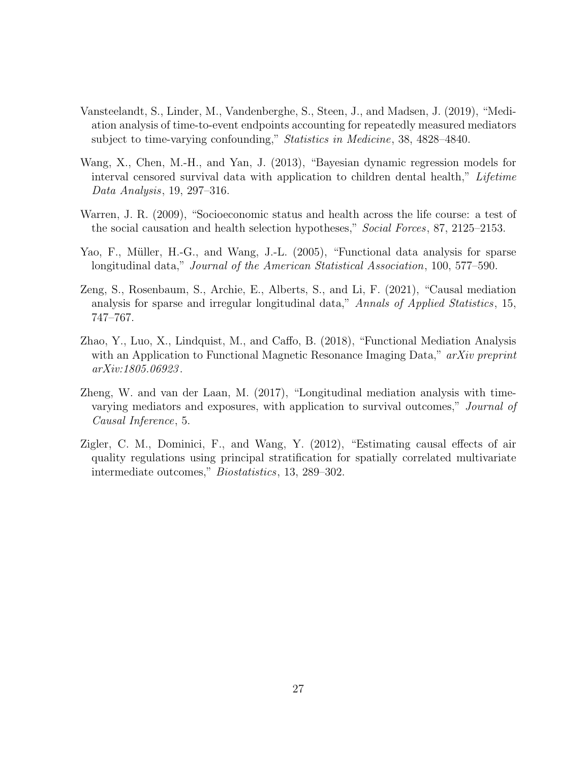Vansteelandt, S., Linder, M., Vandenberghe, S., Steen, J., and Madsen, J. (2019), "Mediation analysis of time-to-event endpoints accounting for repeatedly measured mediators subject to time-varying confounding," *Statistics in Medicine*, 38, 4828–4840.

Wang, X., Chen, M.-H., and Yan, J. (2013), "Bayesian dynamic regression models for interval censored survival data with application to children dental health," *Lifetime Data Analysis*, 19, 297–316.

Warren, J. R. (2009), "Socioeconomic status and health across the life course: a test of the social causation and health selection hypotheses," *Social Forces*, 87, 2125–2153.

Yao, F., Müller, H.-G., and Wang, J.-L. (2005), "Functional data analysis for sparse longitudinal data," *Journal of the American Statistical Association*, 100, 577–590.

Zeng, S., Rosenbaum, S., Archie, E., Alberts, S., and Li, F. (2021), "Causal mediation analysis for sparse and irregular longitudinal data," *Annals of Applied Statistics*, 15, 747–767.

Zhao, Y., Luo, X., Lindquist, M., and Caffo, B. (2018), "Functional Mediation Analysis with an Application to Functional Magnetic Resonance Imaging Data," *arXiv preprint arXiv:1805.06923*.

Zheng, W. and van der Laan, M. (2017), "Longitudinal mediation analysis with time-varying mediators and exposures, with application to survival outcomes," *Journal of Causal Inference*, 5.

Zigler, C. M., Dominici, F., and Wang, Y. (2012), "Estimating causal effects of air quality regulations using principal stratification for spatially correlated multivariate intermediate outcomes," *Biostatistics*, 13, 289–302.